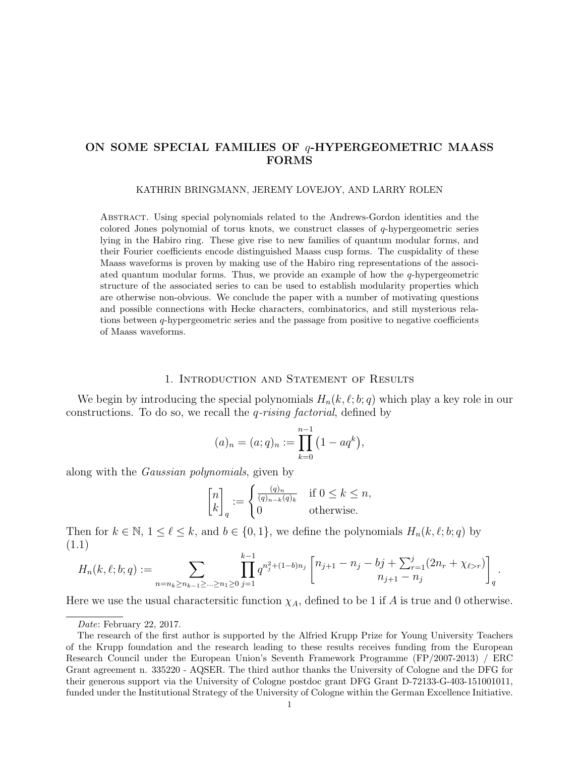# ON SOME SPECIAL FAMILIES OF $q$-HYPERGEOMETRIC MAASS FORMS

KATHRIN BRINGMANN, JEREMY LOVEJOY, AND LARRY ROLEN

Abstract. Using special polynomials related to the Andrews-Gordon identities and the colored Jones polynomial of torus knots, we construct classes of $q$-hypergeometric series lying in the Habiro ring. These give rise to new families of quantum modular forms, and their Fourier coefficients encode distinguished Maass cusp forms. The cuspidality of these Maass waveforms is proven by making use of the Habiro ring representations of the associated quantum modular forms. Thus, we provide an example of how the $q$-hypergeometric structure of the associated series to can be used to establish modularity properties which are otherwise non-obvious. We conclude the paper with a number of motivating questions and possible connections with Hecke characters, combinatorics, and still mysterious relations between $q$-hypergeometric series and the passage from positive to negative coefficients of Maass waveforms.

## 1. Introduction and Statement of Results

We begin by introducing the special polynomials $H_n(k,\ell;b;q)$ which play a key role in our constructions. To do so, we recall the *$q$-rising factorial*, defined by

$$(a)_n = (a;q)_n := \prod_{k=0}^{n-1}\left(1-aq^k\right),$$

along with the *Gaussian polynomials*, given by

$$\begin{bmatrix} n \\ k \end{bmatrix}_q := \begin{cases} \frac{(q)_n}{(q)_{n-k}(q)_k} & \text{if } 0 \leq k \leq n, \\ 0 & \text{otherwise.} \end{cases}$$

Then for $k \in \mathbb{N}$, $1 \leq \ell \leq k$, and $b \in \{0,1\}$, we define the polynomials $H_n(k,\ell;b;q)$ by
(1.1)

$$H_n(k,\ell;b;q) := \sum_{n=n_k \geq n_{k-1} \geq \ldots \geq n_1 \geq 0} \prod_{j=1}^{k-1} q^{n_j^2+(1-b)n_j} \begin{bmatrix} n_{j+1}-n_j-bj+\sum_{r=1}^{j}(2n_r+\chi_{\ell>r}) \\ n_{j+1}-n_j \end{bmatrix}_q.$$

Here we use the usual charactersitic function $\chi_A$, defined to be 1 if $A$ is true and 0 otherwise.

---

*Date*: February 22, 2017.

The research of the first author is supported by the Alfried Krupp Prize for Young University Teachers of the Krupp foundation and the research leading to these results receives funding from the European Research Council under the European Union's Seventh Framework Programme (FP/2007-2013) / ERC Grant agreement n. 335220 - AQSER. The third author thanks the University of Cologne and the DFG for their generous support via the University of Cologne postdoc grant DFG Grant D-72133-G-403-151001011, funded under the Institutional Strategy of the University of Cologne within the German Excellence Initiative.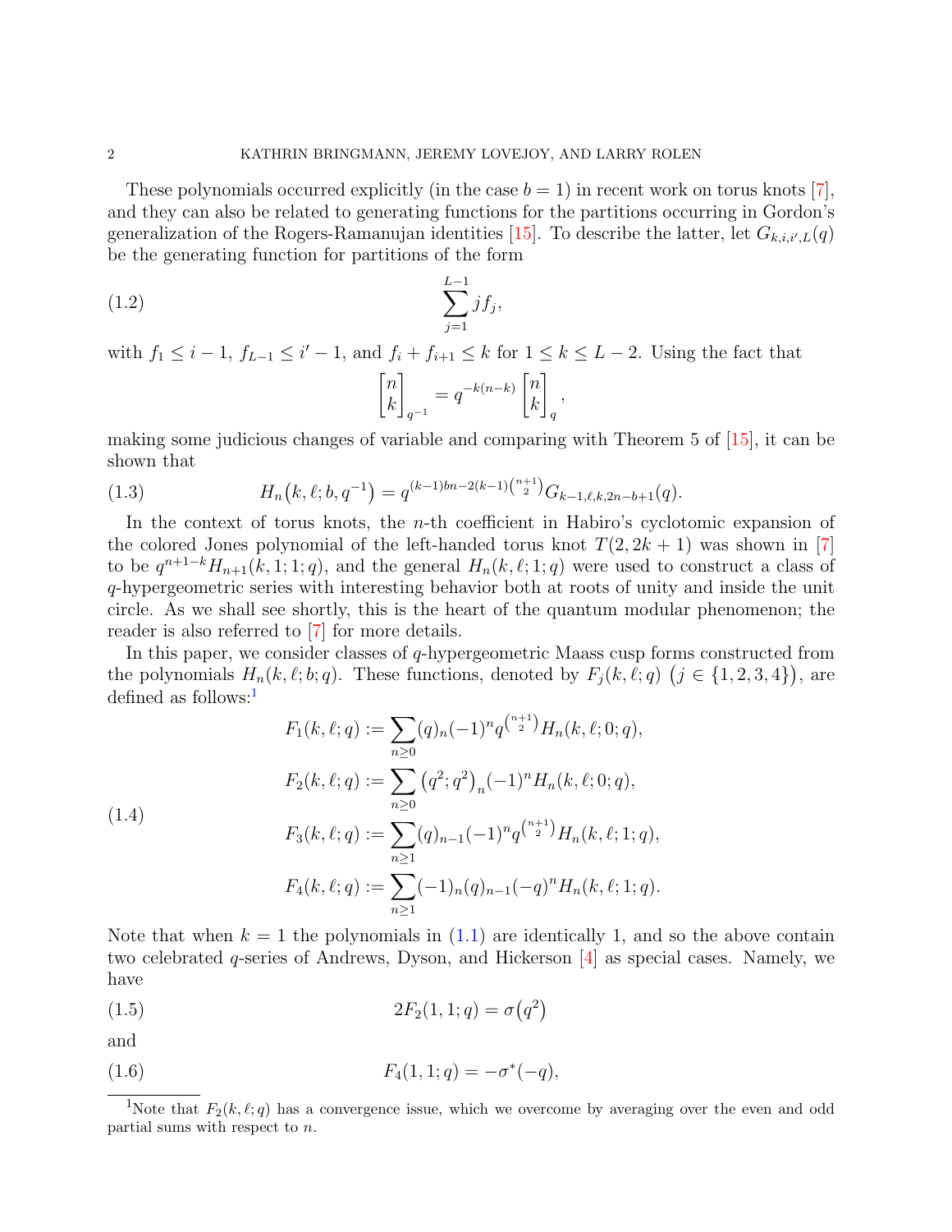These polynomials occurred explicitly (in the case $b = 1$) in recent work on torus knots [7], and they can also be related to generating functions for the partitions occurring in Gordon's generalization of the Rogers-Ramanujan identities [15]. To describe the latter, let $G_{k,i,i',L}(q)$ be the generating function for partitions of the form

$$\sum_{j=1}^{L-1} j f_j, \tag{1.2}$$

with $f_1 \leq i-1$, $f_{L-1} \leq i'-1$, and $f_i + f_{i+1} \leq k$ for $1 \leq k \leq L-2$. Using the fact that

$$\begin{bmatrix} n \\ k \end{bmatrix}_{q^{-1}} = q^{-k(n-k)} \begin{bmatrix} n \\ k \end{bmatrix}_q,$$

making some judicious changes of variable and comparing with Theorem 5 of [15], it can be shown that

$$H_n\big(k, \ell; b, q^{-1}\big) = q^{(k-1)bn - 2(k-1)\binom{n+1}{2}} G_{k-1,\ell,k,2n-b+1}(q). \tag{1.3}$$

In the context of torus knots, the $n$-th coefficient in Habiro's cyclotomic expansion of the colored Jones polynomial of the left-handed torus knot $T(2, 2k+1)$ was shown in [7] to be $q^{n+1-k} H_{n+1}(k, 1; 1; q)$, and the general $H_n(k, \ell; 1; q)$ were used to construct a class of $q$-hypergeometric series with interesting behavior both at roots of unity and inside the unit circle. As we shall see shortly, this is the heart of the quantum modular phenomenon; the reader is also referred to [7] for more details.

In this paper, we consider classes of $q$-hypergeometric Maass cusp forms constructed from the polynomials $H_n(k, \ell; b; q)$. These functions, denoted by $F_j(k, \ell; q)$ $\big(j \in \{1, 2, 3, 4\}\big)$, are defined as follows:[1]

$$\begin{aligned}
F_1(k, \ell; q) &:= \sum_{n \geq 0} (q)_n (-1)^n q^{\binom{n+1}{2}} H_n(k, \ell; 0; q), \\
F_2(k, \ell; q) &:= \sum_{n \geq 0} \big(q^2; q^2\big)_n (-1)^n H_n(k, \ell; 0; q), \\
F_3(k, \ell; q) &:= \sum_{n \geq 1} (q)_{n-1} (-1)^n q^{\binom{n+1}{2}} H_n(k, \ell; 1; q), \\
F_4(k, \ell; q) &:= \sum_{n \geq 1} (-1)_n (q)_{n-1} (-q)^n H_n(k, \ell; 1; q).
\end{aligned} \tag{1.4}$$

Note that when $k = 1$ the polynomials in (1.1) are identically 1, and so the above contain two celebrated $q$-series of Andrews, Dyson, and Hickerson [4] as special cases. Namely, we have

$$2F_2(1, 1; q) = \sigma\big(q^2\big) \tag{1.5}$$

and

$$F_4(1, 1; q) = -\sigma^*(-q), \tag{1.6}$$

[1] Note that $F_2(k, \ell; q)$ has a convergence issue, which we overcome by averaging over the even and odd partial sums with respect to $n$.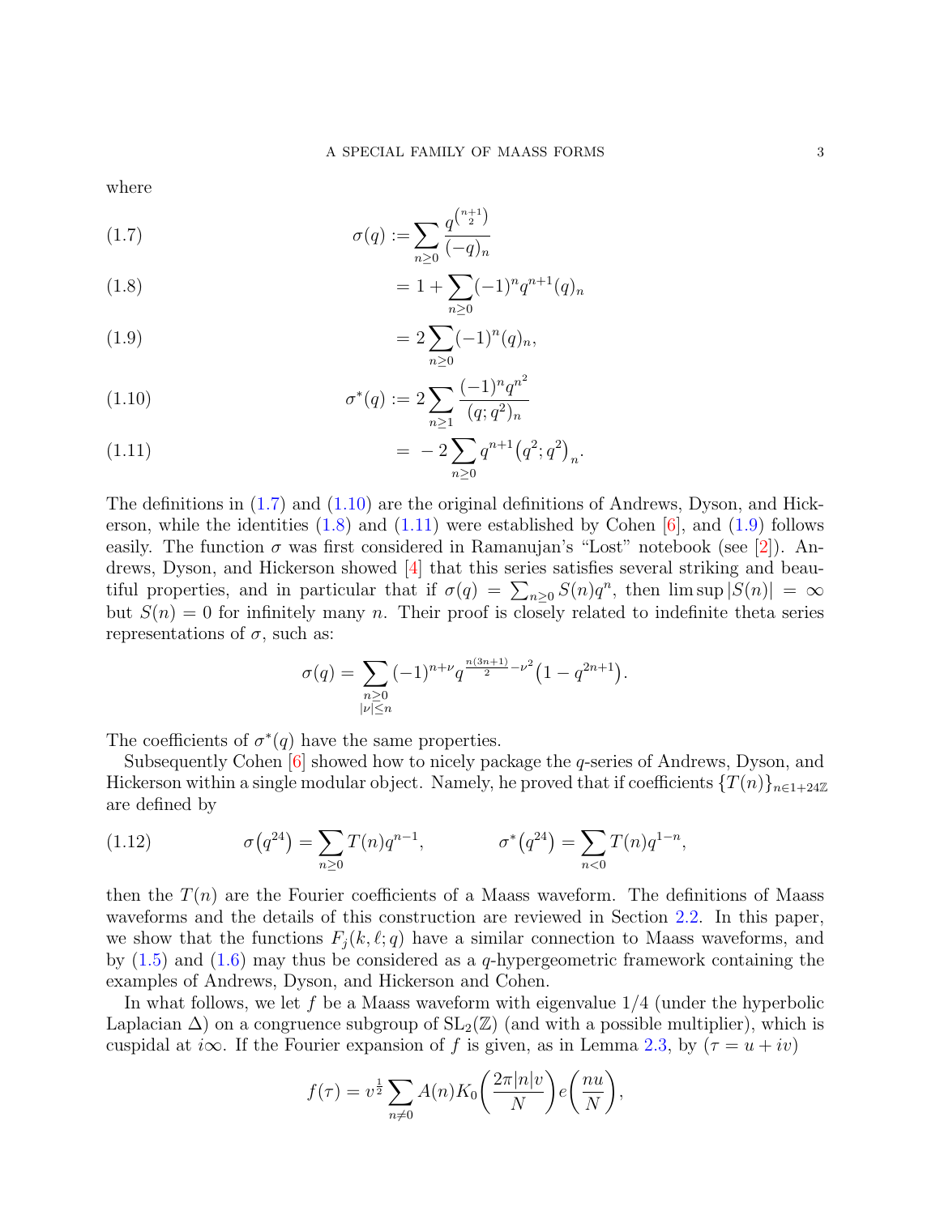where

$$\sigma(q) := \sum_{n\geq 0} \frac{q^{\binom{n+1}{2}}}{(-q)_n} \tag{1.7}$$

$$= 1 + \sum_{n\geq 0} (-1)^n q^{n+1} (q)_n \tag{1.8}$$

$$= 2\sum_{n\geq 0} (-1)^n (q)_n, \tag{1.9}$$

$$\sigma^*(q) := 2\sum_{n\geq 1} \frac{(-1)^n q^{n^2}}{(q;q^2)_n} \tag{1.10}$$

$$= -2\sum_{n\geq 0} q^{n+1} \left(q^2;q^2\right)_n. \tag{1.11}$$

The definitions in (1.7) and (1.10) are the original definitions of Andrews, Dyson, and Hickerson, while the identities (1.8) and (1.11) were established by Cohen [6], and (1.9) follows easily. The function $\sigma$ was first considered in Ramanujan's "Lost" notebook (see [2]). Andrews, Dyson, and Hickerson showed [4] that this series satisfies several striking and beautiful properties, and in particular that if $\sigma(q) = \sum_{n\geq 0} S(n) q^n$, then $\limsup |S(n)| = \infty$ but $S(n) = 0$ for infinitely many $n$. Their proof is closely related to indefinite theta series representations of $\sigma$, such as:

$$\sigma(q) = \sum_{\substack{n\geq 0 \\ |\nu|\leq n}} (-1)^{n+\nu} q^{\frac{n(3n+1)}{2} - \nu^2} \left(1 - q^{2n+1}\right).$$

The coefficients of $\sigma^*(q)$ have the same properties.

Subsequently Cohen [6] showed how to nicely package the $q$-series of Andrews, Dyson, and Hickerson within a single modular object. Namely, he proved that if coefficients $\{T(n)\}_{n\in 1+24\mathbb{Z}}$ are defined by

$$\sigma\left(q^{24}\right) = \sum_{n\geq 0} T(n) q^{n-1}, \qquad \sigma^*\left(q^{24}\right) = \sum_{n<0} T(n) q^{1-n}, \tag{1.12}$$

then the $T(n)$ are the Fourier coefficients of a Maass waveform. The definitions of Maass waveforms and the details of this construction are reviewed in Section 2.2. In this paper, we show that the functions $F_j(k,\ell;q)$ have a similar connection to Maass waveforms, and by (1.5) and (1.6) may thus be considered as a $q$-hypergeometric framework containing the examples of Andrews, Dyson, and Hickerson and Cohen.

In what follows, we let $f$ be a Maass waveform with eigenvalue $1/4$ (under the hyperbolic Laplacian $\Delta$) on a congruence subgroup of $\mathrm{SL}_2(\mathbb{Z})$ (and with a possible multiplier), which is cuspidal at $i\infty$. If the Fourier expansion of $f$ is given, as in Lemma 2.3, by ($\tau = u + iv$)

$$f(\tau) = v^{\frac{1}{2}} \sum_{n\neq 0} A(n) K_0\left(\frac{2\pi |n| v}{N}\right) e\left(\frac{nu}{N}\right),$$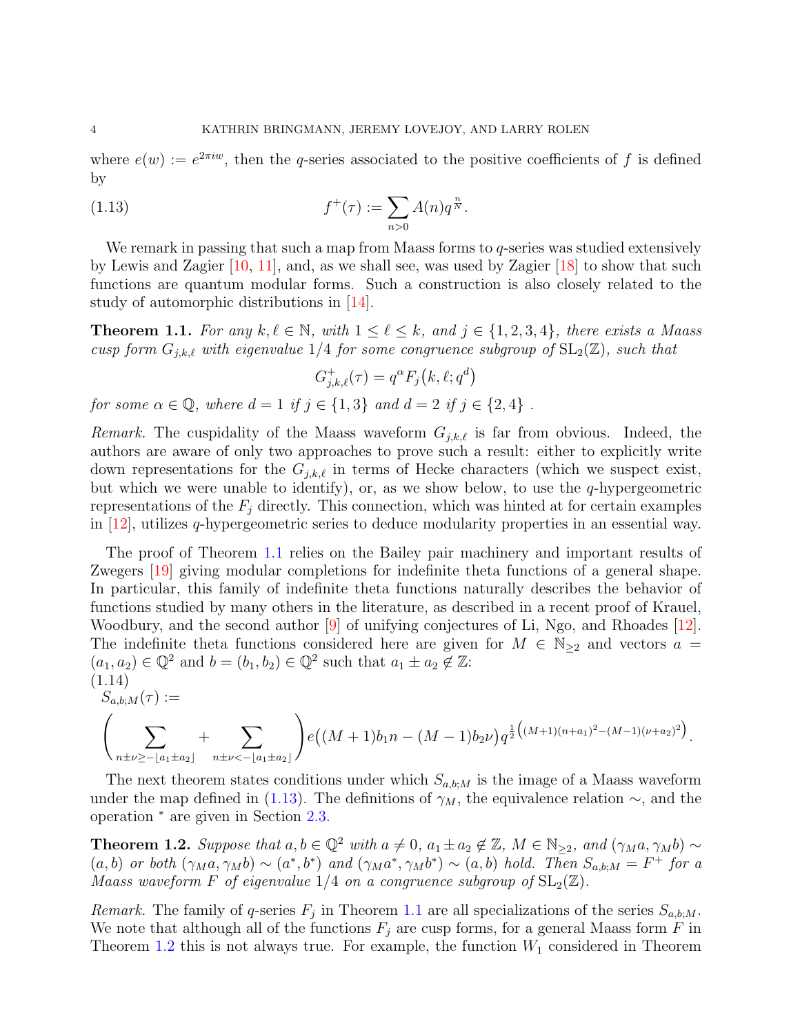where $e(w) := e^{2\pi i w}$, then the $q$-series associated to the positive coefficients of $f$ is defined by

$$f^+(\tau) := \sum_{n>0} A(n) q^{\frac{n}{N}}. \tag{1.13}$$

We remark in passing that such a map from Maass forms to $q$-series was studied extensively by Lewis and Zagier [10, 11], and, as we shall see, was used by Zagier [18] to show that such functions are quantum modular forms. Such a construction is also closely related to the study of automorphic distributions in [14].

**Theorem 1.1.** *For any $k, \ell \in \mathbb{N}$, with $1 \leq \ell \leq k$, and $j \in \{1, 2, 3, 4\}$, there exists a Maass cusp form $G_{j,k,\ell}$ with eigenvalue $1/4$ for some congruence subgroup of $\mathrm{SL}_2(\mathbb{Z})$, such that*

$$G^+_{j,k,\ell}(\tau) = q^{\alpha} F_j\big(k, \ell; q^d\big)$$

*for some $\alpha \in \mathbb{Q}$, where $d = 1$ if $j \in \{1, 3\}$ and $d = 2$ if $j \in \{2, 4\}$ .*

*Remark.* The cuspidality of the Maass waveform $G_{j,k,\ell}$ is far from obvious. Indeed, the authors are aware of only two approaches to prove such a result: either to explicitly write down representations for the $G_{j,k,\ell}$ in terms of Hecke characters (which we suspect exist, but which we were unable to identify), or, as we show below, to use the $q$-hypergeometric representations of the $F_j$ directly. This connection, which was hinted at for certain examples in [12], utilizes $q$-hypergeometric series to deduce modularity properties in an essential way.

The proof of Theorem 1.1 relies on the Bailey pair machinery and important results of Zwegers [19] giving modular completions for indefinite theta functions of a general shape. In particular, this family of indefinite theta functions naturally describes the behavior of functions studied by many others in the literature, as described in a recent proof of Krauel, Woodbury, and the second author [9] of unifying conjectures of Li, Ngo, and Rhoades [12]. The indefinite theta functions considered here are given for $M \in \mathbb{N}_{\geq 2}$ and vectors $a = (a_1, a_2) \in \mathbb{Q}^2$ and $b = (b_1, b_2) \in \mathbb{Q}^2$ such that $a_1 \pm a_2 \notin \mathbb{Z}$:

$$S_{a,b;M}(\tau) := \left(\sum_{n \pm \nu \geq -\lfloor a_1 \pm a_2 \rfloor} + \sum_{n \pm \nu < -\lfloor a_1 \pm a_2 \rfloor}\right) e\big((M+1)b_1 n - (M-1)b_2 \nu\big) q^{\frac{1}{2}\left((M+1)(n+a_1)^2 - (M-1)(\nu+a_2)^2\right)}. \tag{1.14}$$

The next theorem states conditions under which $S_{a,b;M}$ is the image of a Maass waveform under the map defined in (1.13). The definitions of $\gamma_M$, the equivalence relation $\sim$, and the operation $^*$ are given in Section 2.3.

**Theorem 1.2.** *Suppose that $a, b \in \mathbb{Q}^2$ with $a \neq 0$, $a_1 \pm a_2 \notin \mathbb{Z}$, $M \in \mathbb{N}_{\geq 2}$, and $(\gamma_M a, \gamma_M b) \sim (a, b)$ or both $(\gamma_M a, \gamma_M b) \sim (a^*, b^*)$ and $(\gamma_M a^*, \gamma_M b^*) \sim (a, b)$ hold. Then $S_{a,b;M} = F^+$ for a Maass waveform $F$ of eigenvalue $1/4$ on a congruence subgroup of $\mathrm{SL}_2(\mathbb{Z})$.*

*Remark.* The family of $q$-series $F_j$ in Theorem 1.1 are all specializations of the series $S_{a,b;M}$. We note that although all of the functions $F_j$ are cusp forms, for a general Maass form $F$ in Theorem 1.2 this is not always true. For example, the function $W_1$ considered in Theorem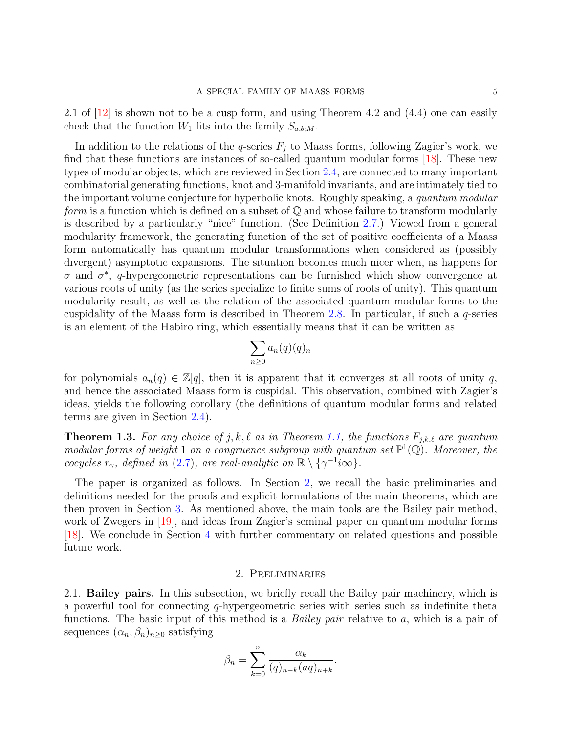2.1 of [12] is shown not to be a cusp form, and using Theorem 4.2 and (4.4) one can easily check that the function $W_1$ fits into the family $S_{a,b;M}$.

In addition to the relations of the $q$-series $F_j$ to Maass forms, following Zagier's work, we find that these functions are instances of so-called quantum modular forms [18]. These new types of modular objects, which are reviewed in Section 2.4, are connected to many important combinatorial generating functions, knot and 3-manifold invariants, and are intimately tied to the important volume conjecture for hyperbolic knots. Roughly speaking, a *quantum modular form* is a function which is defined on a subset of $\mathbb{Q}$ and whose failure to transform modularly is described by a particularly "nice" function. (See Definition 2.7.) Viewed from a general modularity framework, the generating function of the set of positive coefficients of a Maass form automatically has quantum modular transformations when considered as (possibly divergent) asymptotic expansions. The situation becomes much nicer when, as happens for $\sigma$ and $\sigma^*$, $q$-hypergeometric representations can be furnished which show convergence at various roots of unity (as the series specialize to finite sums of roots of unity). This quantum modularity result, as well as the relation of the associated quantum modular forms to the cuspidality of the Maass form is described in Theorem 2.8. In particular, if such a $q$-series is an element of the Habiro ring, which essentially means that it can be written as

$$\sum_{n\geq 0} a_n(q)(q)_n$$

for polynomials $a_n(q) \in \mathbb{Z}[q]$, then it is apparent that it converges at all roots of unity $q$, and hence the associated Maass form is cuspidal. This observation, combined with Zagier's ideas, yields the following corollary (the definitions of quantum modular forms and related terms are given in Section 2.4).

**Theorem 1.3.** *For any choice of $j, k, \ell$ as in Theorem 1.1, the functions $F_{j,k,\ell}$ are quantum modular forms of weight 1 on a congruence subgroup with quantum set $\mathbb{P}^1(\mathbb{Q})$. Moreover, the cocycles $r_\gamma$, defined in (2.7), are real-analytic on $\mathbb{R} \setminus \{\gamma^{-1} i\infty\}$.*

The paper is organized as follows. In Section 2, we recall the basic preliminaries and definitions needed for the proofs and explicit formulations of the main theorems, which are then proven in Section 3. As mentioned above, the main tools are the Bailey pair method, work of Zwegers in [19], and ideas from Zagier's seminal paper on quantum modular forms [18]. We conclude in Section 4 with further commentary on related questions and possible future work.

## 2. Preliminaries

**2.1. Bailey pairs.** In this subsection, we briefly recall the Bailey pair machinery, which is a powerful tool for connecting $q$-hypergeometric series with series such as indefinite theta functions. The basic input of this method is a *Bailey pair* relative to $a$, which is a pair of sequences $(\alpha_n, \beta_n)_{n\geq 0}$ satisfying

$$\beta_n = \sum_{k=0}^{n} \frac{\alpha_k}{(q)_{n-k}(aq)_{n+k}}.$$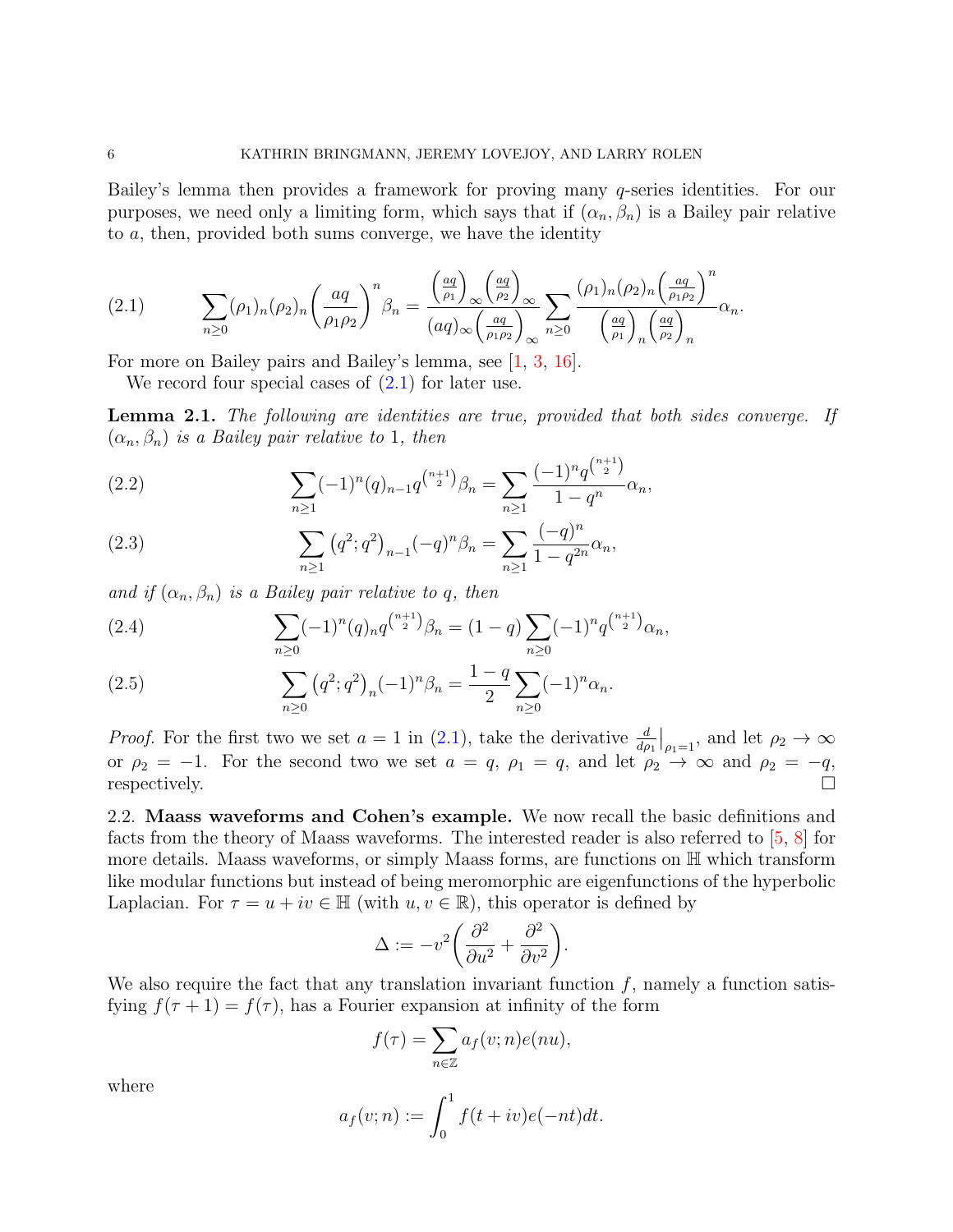Bailey's lemma then provides a framework for proving many $q$-series identities. For our purposes, we need only a limiting form, which says that if $(\alpha_n, \beta_n)$ is a Bailey pair relative to $a$, then, provided both sums converge, we have the identity

$$\sum_{n\geq 0}(\rho_1)_n(\rho_2)_n\left(\frac{aq}{\rho_1\rho_2}\right)^n\beta_n = \frac{\left(\frac{aq}{\rho_1}\right)_\infty\left(\frac{aq}{\rho_2}\right)_\infty}{(aq)_\infty\left(\frac{aq}{\rho_1\rho_2}\right)_\infty}\sum_{n\geq 0}\frac{(\rho_1)_n(\rho_2)_n\left(\frac{aq}{\rho_1\rho_2}\right)^n}{\left(\frac{aq}{\rho_1}\right)_n\left(\frac{aq}{\rho_2}\right)_n}\alpha_n. \tag{2.1}$$

For more on Bailey pairs and Bailey's lemma, see [1, 3, 16].

We record four special cases of (2.1) for later use.

**Lemma 2.1.** *The following are identities are true, provided that both sides converge. If $(\alpha_n, \beta_n)$ is a Bailey pair relative to 1, then*

$$\sum_{n\geq 1}(-1)^n(q)_{n-1}q^{\binom{n+1}{2}}\beta_n = \sum_{n\geq 1}\frac{(-1)^n q^{\binom{n+1}{2}}}{1-q^n}\alpha_n, \tag{2.2}$$

$$\sum_{n\geq 1}\left(q^2;q^2\right)_{n-1}(-q)^n\beta_n = \sum_{n\geq 1}\frac{(-q)^n}{1-q^{2n}}\alpha_n, \tag{2.3}$$

*and if $(\alpha_n, \beta_n)$ is a Bailey pair relative to $q$, then*

$$\sum_{n\geq 0}(-1)^n(q)_nq^{\binom{n+1}{2}}\beta_n = (1-q)\sum_{n\geq 0}(-1)^nq^{\binom{n+1}{2}}\alpha_n, \tag{2.4}$$

$$\sum_{n\geq 0}\left(q^2;q^2\right)_n(-1)^n\beta_n = \frac{1-q}{2}\sum_{n\geq 0}(-1)^n\alpha_n. \tag{2.5}$$

*Proof.* For the first two we set $a=1$ in (2.1), take the derivative $\frac{d}{d\rho_1}\big|_{\rho_1=1}$, and let $\rho_2\to\infty$ or $\rho_2=-1$. For the second two we set $a=q$, $\rho_1=q$, and let $\rho_2\to\infty$ and $\rho_2=-q$, respectively. $\square$

2.2. **Maass waveforms and Cohen's example.** We now recall the basic definitions and facts from the theory of Maass waveforms. The interested reader is also referred to [5, 8] for more details. Maass waveforms, or simply Maass forms, are functions on $\mathbb{H}$ which transform like modular functions but instead of being meromorphic are eigenfunctions of the hyperbolic Laplacian. For $\tau = u+iv\in\mathbb{H}$ (with $u,v\in\mathbb{R}$), this operator is defined by

$$\Delta := -v^2\left(\frac{\partial^2}{\partial u^2}+\frac{\partial^2}{\partial v^2}\right).$$

We also require the fact that any translation invariant function $f$, namely a function satisfying $f(\tau+1)=f(\tau)$, has a Fourier expansion at infinity of the form

$$f(\tau) = \sum_{n\in\mathbb{Z}}a_f(v;n)e(nu),$$

where

$$a_f(v;n) := \int_0^1 f(t+iv)e(-nt)dt.$$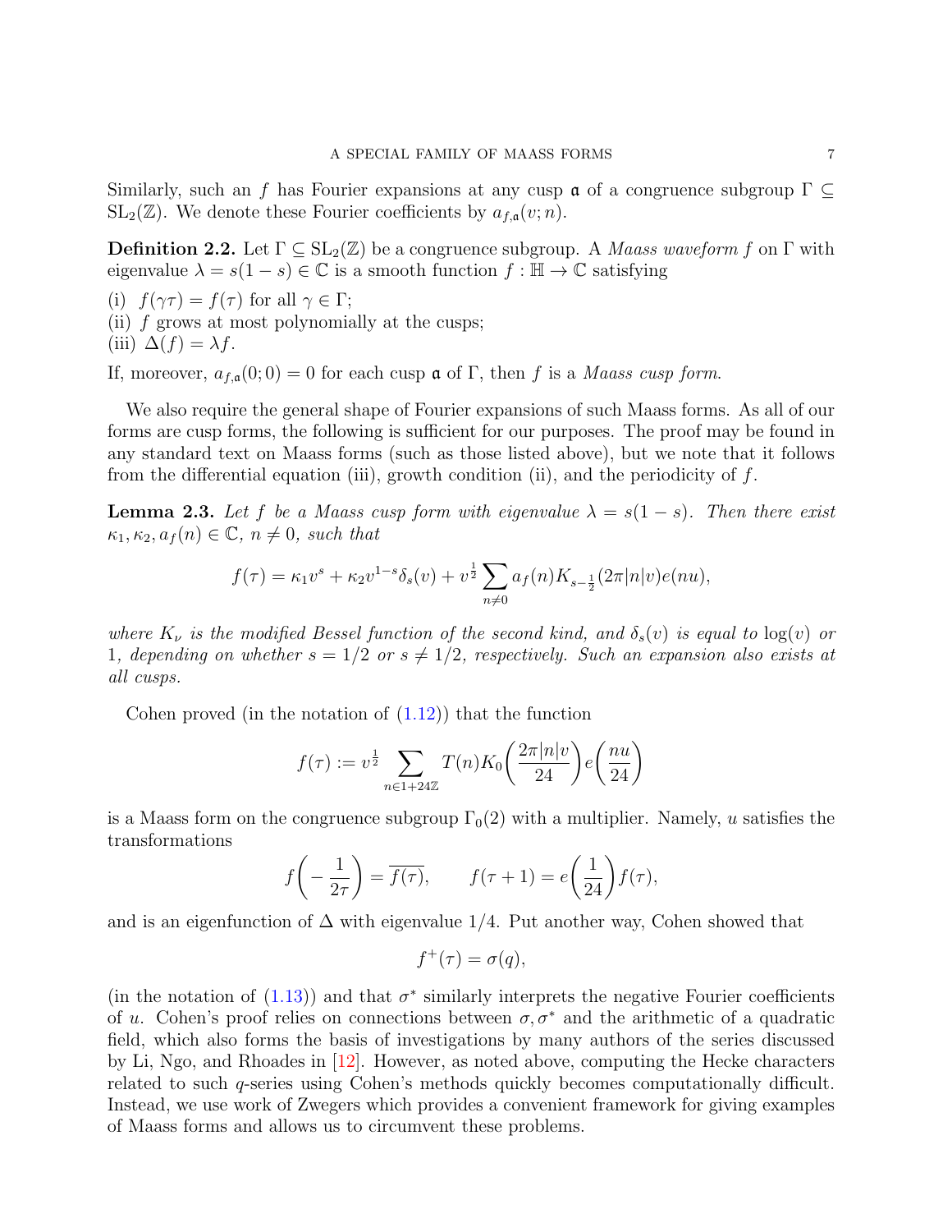Similarly, such an $f$ has Fourier expansions at any cusp $\mathfrak{a}$ of a congruence subgroup $\Gamma \subseteq \mathrm{SL}_2(\mathbb{Z})$. We denote these Fourier coefficients by $a_{f,\mathfrak{a}}(v;n)$.

**Definition 2.2.** Let $\Gamma \subseteq \mathrm{SL}_2(\mathbb{Z})$ be a congruence subgroup. A *Maass waveform* $f$ on $\Gamma$ with eigenvalue $\lambda = s(1-s) \in \mathbb{C}$ is a smooth function $f : \mathbb{H} \to \mathbb{C}$ satisfying

(i) $f(\gamma\tau) = f(\tau)$ for all $\gamma \in \Gamma$;
(ii) $f$ grows at most polynomially at the cusps;
(iii) $\Delta(f) = \lambda f$.

If, moreover, $a_{f,\mathfrak{a}}(0;0) = 0$ for each cusp $\mathfrak{a}$ of $\Gamma$, then $f$ is a *Maass cusp form*.

We also require the general shape of Fourier expansions of such Maass forms. As all of our forms are cusp forms, the following is sufficient for our purposes. The proof may be found in any standard text on Maass forms (such as those listed above), but we note that it follows from the differential equation (iii), growth condition (ii), and the periodicity of $f$.

**Lemma 2.3.** *Let $f$ be a Maass cusp form with eigenvalue $\lambda = s(1-s)$. Then there exist $\kappa_1, \kappa_2, a_f(n) \in \mathbb{C}$, $n \neq 0$, such that*

$$f(\tau) = \kappa_1 v^s + \kappa_2 v^{1-s}\delta_s(v) + v^{\frac{1}{2}} \sum_{n\neq 0} a_f(n) K_{s-\frac{1}{2}}(2\pi|n|v)e(nu),$$

*where $K_\nu$ is the modified Bessel function of the second kind, and $\delta_s(v)$ is equal to $\log(v)$ or $1$, depending on whether $s = 1/2$ or $s \neq 1/2$, respectively. Such an expansion also exists at all cusps.*

Cohen proved (in the notation of (1.12)) that the function

$$f(\tau) := v^{\frac{1}{2}} \sum_{n\in 1+24\mathbb{Z}} T(n) K_0\left(\frac{2\pi|n|v}{24}\right) e\left(\frac{nu}{24}\right)$$

is a Maass form on the congruence subgroup $\Gamma_0(2)$ with a multiplier. Namely, $u$ satisfies the transformations

$$f\left(-\frac{1}{2\tau}\right) = \overline{f(\tau)}, \qquad f(\tau+1) = e\left(\frac{1}{24}\right) f(\tau),$$

and is an eigenfunction of $\Delta$ with eigenvalue $1/4$. Put another way, Cohen showed that

$$f^+(\tau) = \sigma(q),$$

(in the notation of (1.13)) and that $\sigma^*$ similarly interprets the negative Fourier coefficients of $u$. Cohen's proof relies on connections between $\sigma, \sigma^*$ and the arithmetic of a quadratic field, which also forms the basis of investigations by many authors of the series discussed by Li, Ngo, and Rhoades in [12]. However, as noted above, computing the Hecke characters related to such $q$-series using Cohen's methods quickly becomes computationally difficult. Instead, we use work of Zwegers which provides a convenient framework for giving examples of Maass forms and allows us to circumvent these problems.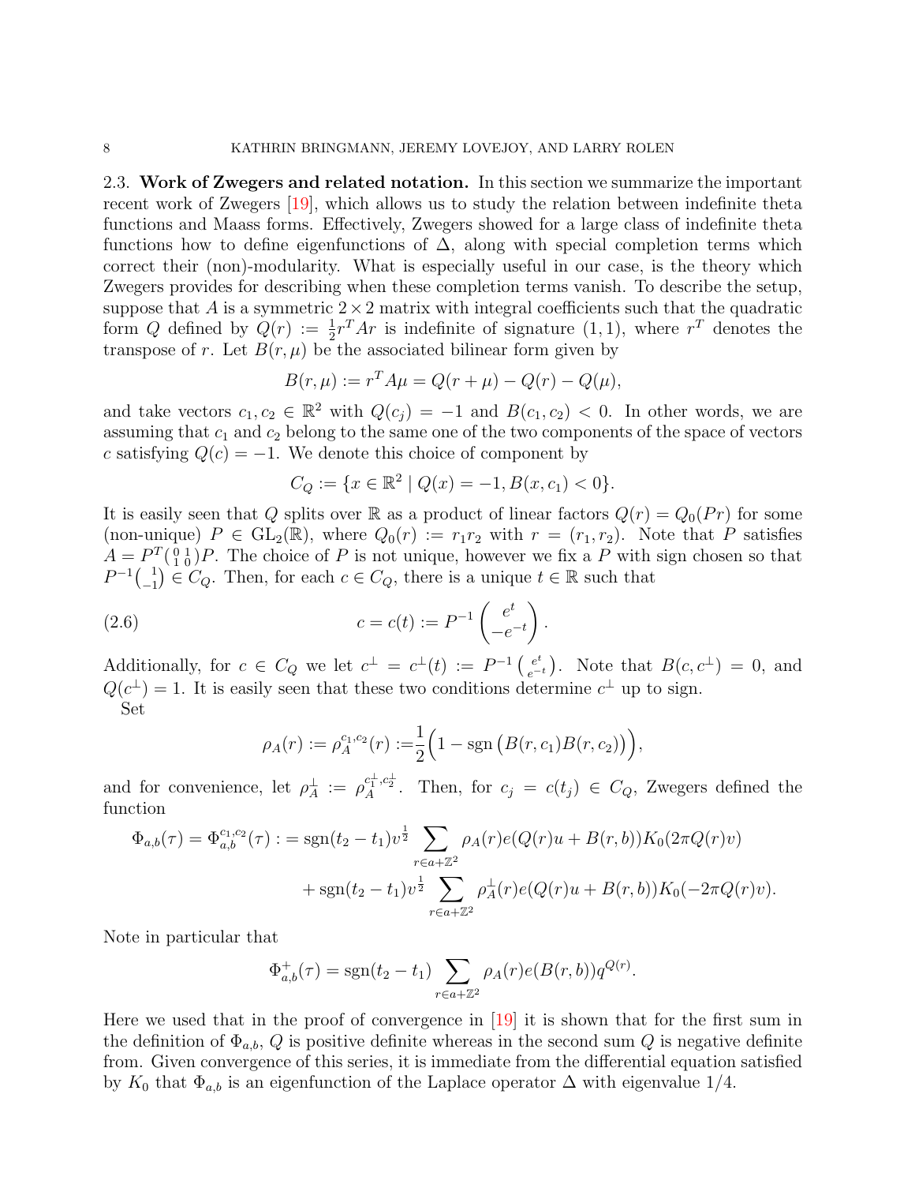2.3. **Work of Zwegers and related notation.** In this section we summarize the important recent work of Zwegers [19], which allows us to study the relation between indefinite theta functions and Maass forms. Effectively, Zwegers showed for a large class of indefinite theta functions how to define eigenfunctions of $\Delta$, along with special completion terms which correct their (non)-modularity. What is especially useful in our case, is the theory which Zwegers provides for describing when these completion terms vanish. To describe the setup, suppose that $A$ is a symmetric $2\times 2$ matrix with integral coefficients such that the quadratic form $Q$ defined by $Q(r) := \frac{1}{2}r^TAr$ is indefinite of signature $(1,1)$, where $r^T$ denotes the transpose of $r$. Let $B(r,\mu)$ be the associated bilinear form given by

$$B(r,\mu) := r^TA\mu = Q(r+\mu) - Q(r) - Q(\mu),$$

and take vectors $c_1, c_2 \in \mathbb{R}^2$ with $Q(c_j) = -1$ and $B(c_1,c_2) < 0$. In other words, we are assuming that $c_1$ and $c_2$ belong to the same one of the two components of the space of vectors $c$ satisfying $Q(c) = -1$. We denote this choice of component by

$$C_Q := \{x \in \mathbb{R}^2 \mid Q(x) = -1, B(x,c_1) < 0\}.$$

It is easily seen that $Q$ splits over $\mathbb{R}$ as a product of linear factors $Q(r) = Q_0(Pr)$ for some (non-unique) $P \in \mathrm{GL}_2(\mathbb{R})$, where $Q_0(r) := r_1r_2$ with $r = (r_1,r_2)$. Note that $P$ satisfies $A = P^T\left(\begin{smallmatrix} 0 & 1 \\ 1 & 0 \end{smallmatrix}\right)P$. The choice of $P$ is not unique, however we fix a $P$ with sign chosen so that $P^{-1}\left(\begin{smallmatrix} 1 \\ -1 \end{smallmatrix}\right) \in C_Q$. Then, for each $c \in C_Q$, there is a unique $t \in \mathbb{R}$ such that

$$c = c(t) := P^{-1}\begin{pmatrix} e^t \\ -e^{-t} \end{pmatrix}. \tag{2.6}$$

Additionally, for $c \in C_Q$ we let $c^\perp = c^\perp(t) := P^{-1}\left(\begin{smallmatrix} e^t \\ e^{-t} \end{smallmatrix}\right)$. Note that $B(c,c^\perp) = 0$, and $Q(c^\perp) = 1$. It is easily seen that these two conditions determine $c^\perp$ up to sign.

Set

$$\rho_A(r) := \rho_A^{c_1,c_2}(r) := \frac{1}{2}\Big(1 - \mathrm{sgn}\left(B(r,c_1)B(r,c_2)\right)\Big),$$

and for convenience, let $\rho_A^\perp := \rho_A^{c_1^\perp, c_2^\perp}$. Then, for $c_j = c(t_j) \in C_Q$, Zwegers defined the function

$$\begin{aligned}\Phi_{a,b}(\tau) = \Phi_{a,b}^{c_1,c_2}(\tau) :&= \mathrm{sgn}(t_2-t_1)v^{\frac{1}{2}}\sum_{r\in a+\mathbb{Z}^2}\rho_A(r)e(Q(r)u + B(r,b))K_0(2\pi Q(r)v)\\ &\quad + \mathrm{sgn}(t_2-t_1)v^{\frac{1}{2}}\sum_{r\in a+\mathbb{Z}^2}\rho_A^\perp(r)e(Q(r)u + B(r,b))K_0(-2\pi Q(r)v).\end{aligned}$$

Note in particular that

$$\Phi_{a,b}^+(\tau) = \mathrm{sgn}(t_2-t_1)\sum_{r\in a+\mathbb{Z}^2}\rho_A(r)e(B(r,b))q^{Q(r)}.$$

Here we used that in the proof of convergence in [19] it is shown that for the first sum in the definition of $\Phi_{a,b}$, $Q$ is positive definite whereas in the second sum $Q$ is negative definite from. Given convergence of this series, it is immediate from the differential equation satisfied by $K_0$ that $\Phi_{a,b}$ is an eigenfunction of the Laplace operator $\Delta$ with eigenvalue $1/4$.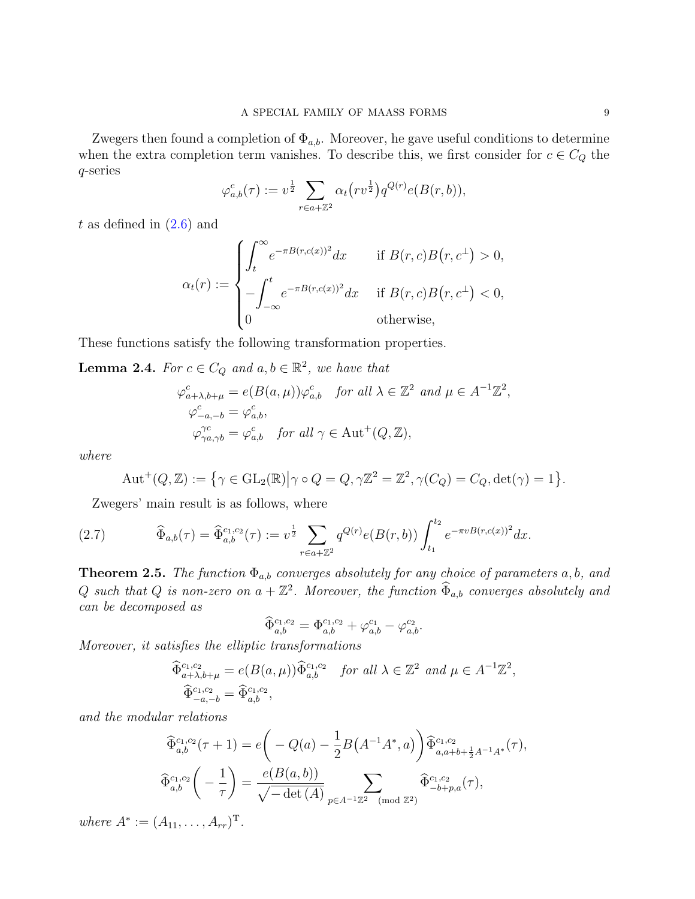Zwegers then found a completion of $\Phi_{a,b}$. Moreover, he gave useful conditions to determine when the extra completion term vanishes. To describe this, we first consider for $c \in C_Q$ the $q$-series

$$\varphi^c_{a,b}(\tau) := v^{\frac{1}{2}} \sum_{r \in a+\mathbb{Z}^2} \alpha_t\big(rv^{\frac{1}{2}}\big) q^{Q(r)} e(B(r,b)),$$

$t$ as defined in (2.6) and

$$\alpha_t(r) := \begin{cases} \displaystyle\int_t^\infty e^{-\pi B(r,c(x))^2} dx & \text{if } B(r,c)B\big(r,c^\perp\big) > 0, \\ \displaystyle -\int_{-\infty}^t e^{-\pi B(r,c(x))^2} dx & \text{if } B(r,c)B\big(r,c^\perp\big) < 0, \\ 0 & \text{otherwise,} \end{cases}$$

These functions satisfy the following transformation properties.

**Lemma 2.4.** *For $c \in C_Q$ and $a, b \in \mathbb{R}^2$, we have that*

$$\begin{aligned} \varphi^c_{a+\lambda, b+\mu} &= e(B(a,\mu))\varphi^c_{a,b} \quad \text{for all } \lambda \in \mathbb{Z}^2 \text{ and } \mu \in A^{-1}\mathbb{Z}^2, \\ \varphi^c_{-a,-b} &= \varphi^c_{a,b}, \\ \varphi^{\gamma c}_{\gamma a, \gamma b} &= \varphi^c_{a,b} \quad \text{for all } \gamma \in \operatorname{Aut}^+(Q,\mathbb{Z}), \end{aligned}$$

*where*

$$\operatorname{Aut}^+(Q,\mathbb{Z}) := \big\{\gamma \in \mathrm{GL}_2(\mathbb{R}) \big| \gamma \circ Q = Q, \gamma\mathbb{Z}^2 = \mathbb{Z}^2, \gamma(C_Q) = C_Q, \det(\gamma) = 1\big\}.$$

Zwegers' main result is as follows, where

$$\widehat{\Phi}_{a,b}(\tau) = \widehat{\Phi}^{c_1,c_2}_{a,b}(\tau) := v^{\frac{1}{2}} \sum_{r \in a+\mathbb{Z}^2} q^{Q(r)} e(B(r,b)) \int_{t_1}^{t_2} e^{-\pi v B(r,c(x))^2} dx. \tag{2.7}$$

**Theorem 2.5.** *The function $\Phi_{a,b}$ converges absolutely for any choice of parameters $a, b$, and $Q$ such that $Q$ is non-zero on $a + \mathbb{Z}^2$. Moreover, the function $\widehat{\Phi}_{a,b}$ converges absolutely and can be decomposed as*

$$\widehat{\Phi}^{c_1,c_2}_{a,b} = \Phi^{c_1,c_2}_{a,b} + \varphi^{c_1}_{a,b} - \varphi^{c_2}_{a,b}.$$

*Moreover, it satisfies the elliptic transformations*

$$\begin{aligned} \widehat{\Phi}^{c_1,c_2}_{a+\lambda,b+\mu} &= e(B(a,\mu))\widehat{\Phi}^{c_1,c_2}_{a,b} \quad \text{for all } \lambda \in \mathbb{Z}^2 \text{ and } \mu \in A^{-1}\mathbb{Z}^2, \\ \widehat{\Phi}^{c_1,c_2}_{-a,-b} &= \widehat{\Phi}^{c_1,c_2}_{a,b}, \end{aligned}$$

*and the modular relations*

$$\begin{aligned} \widehat{\Phi}^{c_1,c_2}_{a,b}(\tau+1) &= e\bigg(-Q(a) - \frac{1}{2}B\big(A^{-1}A^*, a\big)\bigg)\widehat{\Phi}^{c_1,c_2}_{a,a+b+\frac{1}{2}A^{-1}A^*}(\tau), \\ \widehat{\Phi}^{c_1,c_2}_{a,b}\bigg(-\frac{1}{\tau}\bigg) &= \frac{e(B(a,b))}{\sqrt{-\det(A)}} \sum_{p \in A^{-1}\mathbb{Z}^2 \pmod{\mathbb{Z}^2}} \widehat{\Phi}^{c_1,c_2}_{-b+p,a}(\tau), \end{aligned}$$

*where $A^* := (A_{11}, \ldots, A_{rr})^{\mathrm{T}}$.*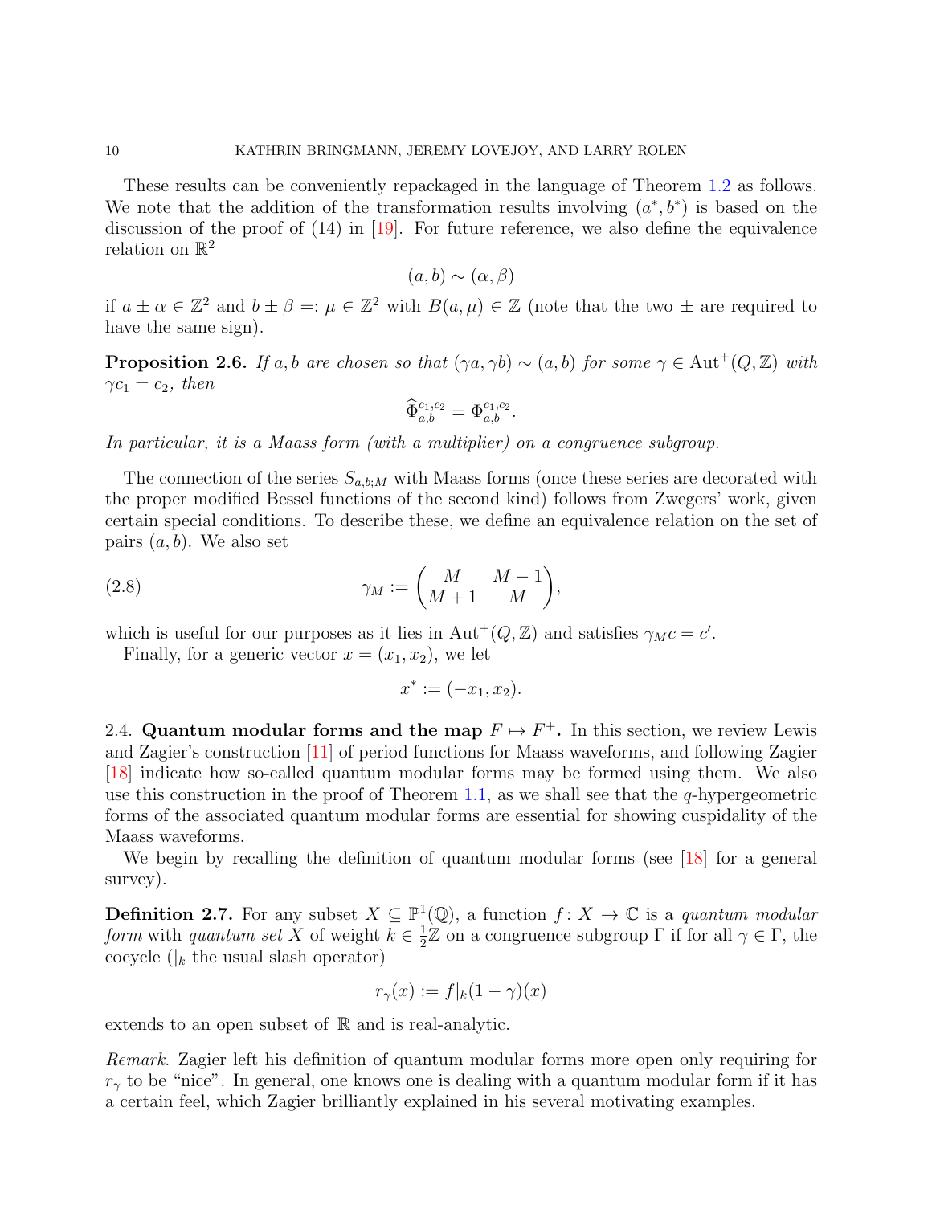These results can be conveniently repackaged in the language of Theorem 1.2 as follows. We note that the addition of the transformation results involving $(a^*, b^*)$ is based on the discussion of the proof of (14) in [19]. For future reference, we also define the equivalence relation on $\mathbb{R}^2$

$$(a,b) \sim (\alpha, \beta)$$

if $a \pm \alpha \in \mathbb{Z}^2$ and $b \pm \beta =: \mu \in \mathbb{Z}^2$ with $B(a, \mu) \in \mathbb{Z}$ (note that the two $\pm$ are required to have the same sign).

**Proposition 2.6.** *If $a, b$ are chosen so that $(\gamma a, \gamma b) \sim (a, b)$ for some $\gamma \in \mathrm{Aut}^+(Q, \mathbb{Z})$ with $\gamma c_1 = c_2$, then*

$$\widehat{\Phi}_{a,b}^{c_1,c_2} = \Phi_{a,b}^{c_1,c_2}.$$

*In particular, it is a Maass form (with a multiplier) on a congruence subgroup.*

The connection of the series $S_{a,b;M}$ with Maass forms (once these series are decorated with the proper modified Bessel functions of the second kind) follows from Zwegers' work, given certain special conditions. To describe these, we define an equivalence relation on the set of pairs $(a, b)$. We also set

$$\gamma_M := \begin{pmatrix} M & M-1 \\ M+1 & M \end{pmatrix}, \tag{2.8}$$

which is useful for our purposes as it lies in $\mathrm{Aut}^+(Q, \mathbb{Z})$ and satisfies $\gamma_M c = c'$.

Finally, for a generic vector $x = (x_1, x_2)$, we let

$$x^* := (-x_1, x_2).$$

## 2.4. Quantum modular forms and the map $F \mapsto F^+$.

In this section, we review Lewis and Zagier's construction [11] of period functions for Maass waveforms, and following Zagier [18] indicate how so-called quantum modular forms may be formed using them. We also use this construction in the proof of Theorem 1.1, as we shall see that the $q$-hypergeometric forms of the associated quantum modular forms are essential for showing cuspidality of the Maass waveforms.

We begin by recalling the definition of quantum modular forms (see [18] for a general survey).

**Definition 2.7.** For any subset $X \subseteq \mathbb{P}^1(\mathbb{Q})$, a function $f \colon X \to \mathbb{C}$ is a *quantum modular form* with *quantum set* $X$ of weight $k \in \frac{1}{2}\mathbb{Z}$ on a congruence subgroup $\Gamma$ if for all $\gamma \in \Gamma$, the cocycle ($|_k$ the usual slash operator)

$$r_\gamma(x) := f|_k(1-\gamma)(x)$$

extends to an open subset of $\mathbb{R}$ and is real-analytic.

*Remark.* Zagier left his definition of quantum modular forms more open only requiring for $r_\gamma$ to be "nice". In general, one knows one is dealing with a quantum modular form if it has a certain feel, which Zagier brilliantly explained in his several motivating examples.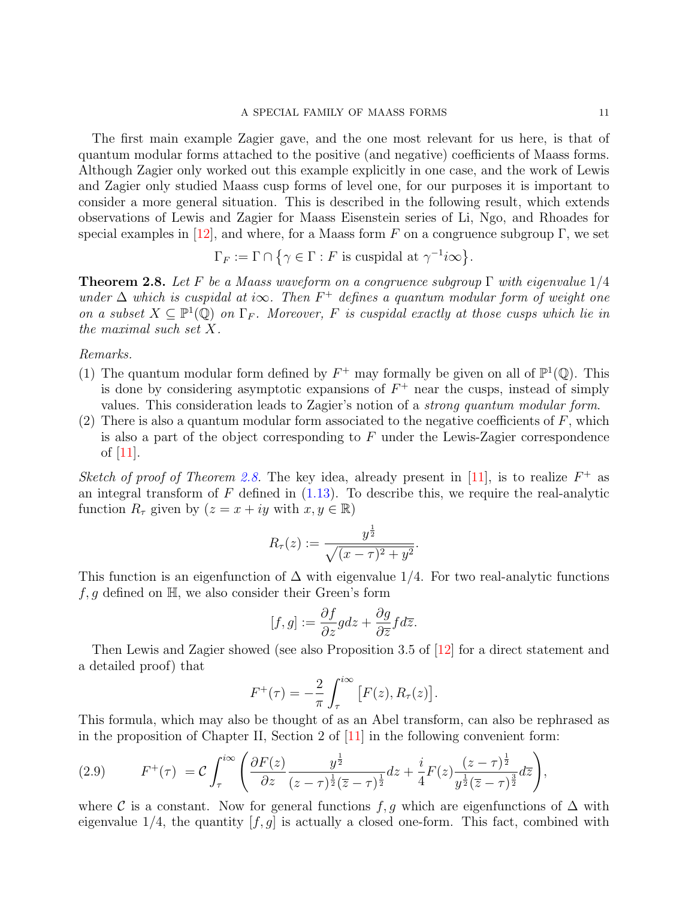The first main example Zagier gave, and the one most relevant for us here, is that of quantum modular forms attached to the positive (and negative) coefficients of Maass forms. Although Zagier only worked out this example explicitly in one case, and the work of Lewis and Zagier only studied Maass cusp forms of level one, for our purposes it is important to consider a more general situation. This is described in the following result, which extends observations of Lewis and Zagier for Maass Eisenstein series of Li, Ngo, and Rhoades for special examples in [12], and where, for a Maass form $F$ on a congruence subgroup $\Gamma$, we set

$$\Gamma_F := \Gamma \cap \left\{\gamma \in \Gamma : F \text{ is cuspidal at } \gamma^{-1} i\infty\right\}.$$

**Theorem 2.8.** *Let $F$ be a Maass waveform on a congruence subgroup $\Gamma$ with eigenvalue $1/4$ under $\Delta$ which is cuspidal at $i\infty$. Then $F^+$ defines a quantum modular form of weight one on a subset $X \subseteq \mathbb{P}^1(\mathbb{Q})$ on $\Gamma_F$. Moreover, $F$ is cuspidal exactly at those cusps which lie in the maximal such set $X$.*

*Remarks.*

(1) The quantum modular form defined by $F^+$ may formally be given on all of $\mathbb{P}^1(\mathbb{Q})$. This is done by considering asymptotic expansions of $F^+$ near the cusps, instead of simply values. This consideration leads to Zagier's notion of a *strong quantum modular form*.

(2) There is also a quantum modular form associated to the negative coefficients of $F$, which is also a part of the object corresponding to $F$ under the Lewis-Zagier correspondence of [11].

*Sketch of proof of Theorem 2.8.* The key idea, already present in [11], is to realize $F^+$ as an integral transform of $F$ defined in (1.13). To describe this, we require the real-analytic function $R_\tau$ given by ($z = x + iy$ with $x, y \in \mathbb{R}$)

$$R_\tau(z) := \frac{y^{\frac{1}{2}}}{\sqrt{(x-\tau)^2 + y^2}}.$$

This function is an eigenfunction of $\Delta$ with eigenvalue $1/4$. For two real-analytic functions $f, g$ defined on $\mathbb{H}$, we also consider their Green's form

$$[f, g] := \frac{\partial f}{\partial z} g dz + \frac{\partial g}{\partial \overline{z}} f d\overline{z}.$$

Then Lewis and Zagier showed (see also Proposition 3.5 of [12] for a direct statement and a detailed proof) that

$$F^+(\tau) = -\frac{2}{\pi} \int_\tau^{i\infty} \left[F(z), R_\tau(z)\right].$$

This formula, which may also be thought of as an Abel transform, can also be rephrased as in the proposition of Chapter II, Section 2 of [11] in the following convenient form:

$$F^+(\tau) = \mathcal{C} \int_\tau^{i\infty} \left( \frac{\partial F(z)}{\partial z} \frac{y^{\frac{1}{2}}}{(z-\tau)^{\frac{1}{2}} (\overline{z}-\tau)^{\frac{1}{2}}} dz + \frac{i}{4} F(z) \frac{(z-\tau)^{\frac{1}{2}}}{y^{\frac{1}{2}} (\overline{z}-\tau)^{\frac{3}{2}}} d\overline{z} \right), \tag{2.9}$$

where $\mathcal{C}$ is a constant. Now for general functions $f, g$ which are eigenfunctions of $\Delta$ with eigenvalue $1/4$, the quantity $[f, g]$ is actually a closed one-form. This fact, combined with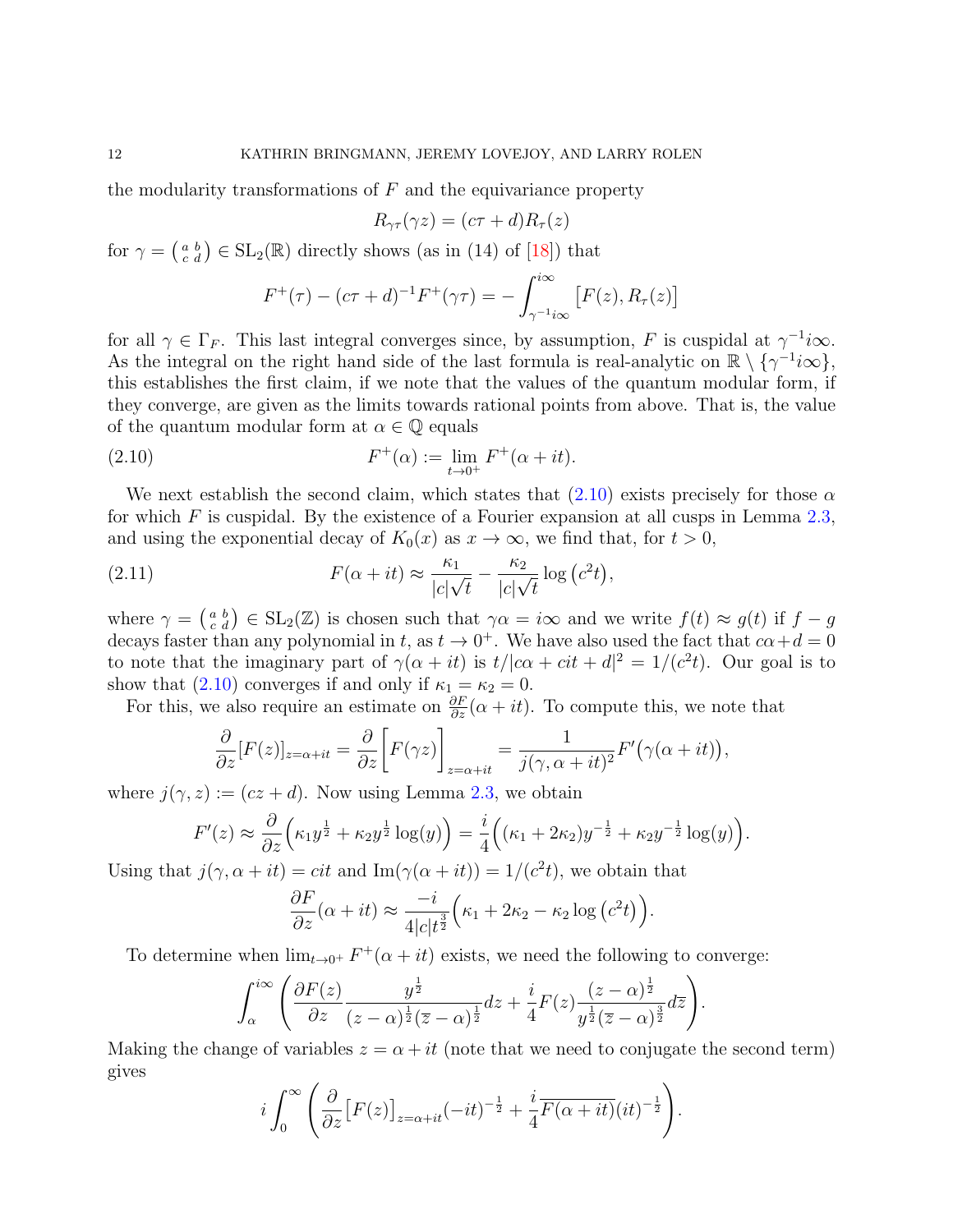the modularity transformations of $F$ and the equivariance property

$$R_{\gamma\tau}(\gamma z) = (c\tau + d) R_\tau(z)$$

for $\gamma = \left(\begin{smallmatrix} a & b \\ c & d \end{smallmatrix}\right) \in \mathrm{SL}_2(\mathbb{R})$ directly shows (as in (14) of [18]) that

$$F^+(\tau) - (c\tau + d)^{-1} F^+(\gamma\tau) = -\int_{\gamma^{-1} i\infty}^{i\infty} \big[F(z), R_\tau(z)\big]$$

for all $\gamma \in \Gamma_F$. This last integral converges since, by assumption, $F$ is cuspidal at $\gamma^{-1} i\infty$. As the integral on the right hand side of the last formula is real-analytic on $\mathbb{R} \setminus \{\gamma^{-1} i\infty\}$, this establishes the first claim, if we note that the values of the quantum modular form, if they converge, are given as the limits towards rational points from above. That is, the value of the quantum modular form at $\alpha \in \mathbb{Q}$ equals

$$F^+(\alpha) := \lim_{t \to 0^+} F^+(\alpha + it). \tag{2.10}$$

We next establish the second claim, which states that (2.10) exists precisely for those $\alpha$ for which $F$ is cuspidal. By the existence of a Fourier expansion at all cusps in Lemma 2.3, and using the exponential decay of $K_0(x)$ as $x \to \infty$, we find that, for $t > 0$,

$$F(\alpha + it) \approx \frac{\kappa_1}{|c|\sqrt{t}} - \frac{\kappa_2}{|c|\sqrt{t}} \log\left(c^2 t\right), \tag{2.11}$$

where $\gamma = \left(\begin{smallmatrix} a & b \\ c & d \end{smallmatrix}\right) \in \mathrm{SL}_2(\mathbb{Z})$ is chosen such that $\gamma\alpha = i\infty$ and we write $f(t) \approx g(t)$ if $f - g$ decays faster than any polynomial in $t$, as $t \to 0^+$. We have also used the fact that $c\alpha + d = 0$ to note that the imaginary part of $\gamma(\alpha + it)$ is $t/|c\alpha + cit + d|^2 = 1/(c^2 t)$. Our goal is to show that (2.10) converges if and only if $\kappa_1 = \kappa_2 = 0$.

For this, we also require an estimate on $\frac{\partial F}{\partial z}(\alpha + it)$. To compute this, we note that

$$\frac{\partial}{\partial z}[F(z)]_{z=\alpha+it} = \frac{\partial}{\partial z}\bigg[F(\gamma z)\bigg]_{z=\alpha+it} = \frac{1}{j(\gamma, \alpha+it)^2} F'\big(\gamma(\alpha + it)\big),$$

where $j(\gamma, z) := (cz + d)$. Now using Lemma 2.3, we obtain

$$F'(z) \approx \frac{\partial}{\partial z}\Big(\kappa_1 y^{\frac{1}{2}} + \kappa_2 y^{\frac{1}{2}} \log(y)\Big) = \frac{i}{4}\Big((\kappa_1 + 2\kappa_2) y^{-\frac{1}{2}} + \kappa_2 y^{-\frac{1}{2}} \log(y)\Big).$$

Using that $j(\gamma, \alpha + it) = cit$ and $\mathrm{Im}(\gamma(\alpha + it)) = 1/(c^2 t)$, we obtain that

$$\frac{\partial F}{\partial z}(\alpha + it) \approx \frac{-i}{4|c| t^{\frac{3}{2}}}\Big(\kappa_1 + 2\kappa_2 - \kappa_2 \log\left(c^2 t\right)\Big).$$

To determine when $\lim_{t \to 0^+} F^+(\alpha + it)$ exists, we need the following to converge:

$$\int_\alpha^{i\infty} \left(\frac{\partial F(z)}{\partial z} \frac{y^{\frac{1}{2}}}{(z - \alpha)^{\frac{1}{2}} (\overline{z} - \alpha)^{\frac{1}{2}}} dz + \frac{i}{4} F(z) \frac{(z - \alpha)^{\frac{1}{2}}}{y^{\frac{1}{2}} (\overline{z} - \alpha)^{\frac{3}{2}}} d\overline{z}\right).$$

Making the change of variables $z = \alpha + it$ (note that we need to conjugate the second term) gives

$$i \int_0^\infty \left(\frac{\partial}{\partial z}\big[F(z)\big]_{z=\alpha+it} (-it)^{-\frac{1}{2}} + \frac{i}{4} \overline{F(\alpha + it)} (it)^{-\frac{1}{2}}\right).$$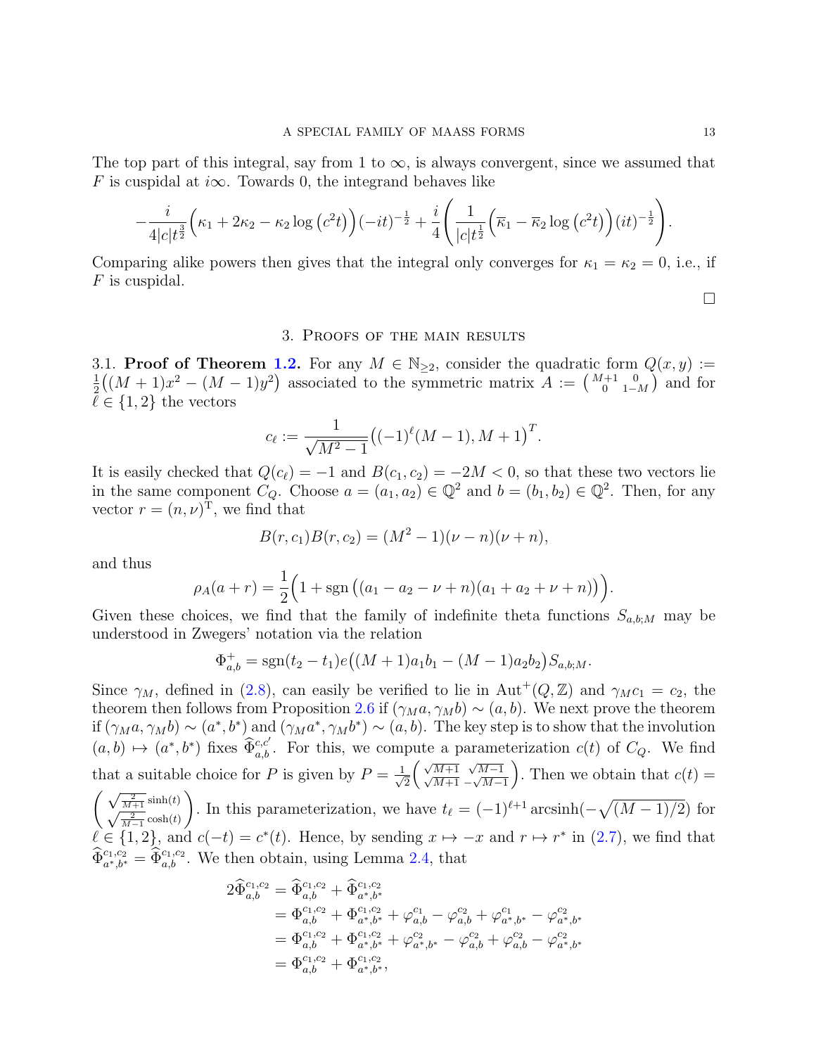The top part of this integral, say from 1 to $\infty$, is always convergent, since we assumed that $F$ is cuspidal at $i\infty$. Towards 0, the integrand behaves like

$$-\frac{i}{4|c|t^{\frac{3}{2}}}\Big(\kappa_1 + 2\kappa_2 - \kappa_2 \log\left(c^2 t\right)\Big)(-it)^{-\frac{1}{2}} + \frac{i}{4}\left(\frac{1}{|c|t^{\frac{1}{2}}}\Big(\overline{\kappa}_1 - \overline{\kappa}_2 \log\left(c^2 t\right)\Big)(it)^{-\frac{1}{2}}\right).$$

Comparing alike powers then gives that the integral only converges for $\kappa_1 = \kappa_2 = 0$, i.e., if $F$ is cuspidal.

$\square$

## 3. Proofs of the main results

3.1. **Proof of Theorem 1.2.** For any $M \in \mathbb{N}_{\geq 2}$, consider the quadratic form $Q(x, y) := \frac{1}{2}\big((M+1)x^2 - (M-1)y^2\big)$ associated to the symmetric matrix $A := \left(\begin{smallmatrix} M+1 & 0 \\ 0 & 1-M \end{smallmatrix}\right)$ and for $\ell \in \{1, 2\}$ the vectors

$$c_\ell := \frac{1}{\sqrt{M^2-1}}\big((-1)^\ell (M-1), M+1\big)^T.$$

It is easily checked that $Q(c_\ell) = -1$ and $B(c_1, c_2) = -2M < 0$, so that these two vectors lie in the same component $C_Q$. Choose $a = (a_1, a_2) \in \mathbb{Q}^2$ and $b = (b_1, b_2) \in \mathbb{Q}^2$. Then, for any vector $r = (n, \nu)^{\mathrm{T}}$, we find that

$$B(r, c_1)B(r, c_2) = (M^2 - 1)(\nu - n)(\nu + n),$$

and thus

$$\rho_A(a + r) = \frac{1}{2}\Big(1 + \operatorname{sgn}\big((a_1 - a_2 - \nu + n)(a_1 + a_2 + \nu + n)\big)\Big).$$

Given these choices, we find that the family of indefinite theta functions $S_{a,b;M}$ may be understood in Zwegers' notation via the relation

$$\Phi^+_{a,b} = \operatorname{sgn}(t_2 - t_1)e\big((M+1)a_1 b_1 - (M-1)a_2 b_2\big)S_{a,b;M}.$$

Since $\gamma_M$, defined in (2.8), can easily be verified to lie in $\mathrm{Aut}^+(Q, \mathbb{Z})$ and $\gamma_M c_1 = c_2$, the theorem then follows from Proposition 2.6 if $(\gamma_M a, \gamma_M b) \sim (a, b)$. We next prove the theorem if $(\gamma_M a, \gamma_M b) \sim (a^*, b^*)$ and $(\gamma_M a^*, \gamma_M b^*) \sim (a, b)$. The key step is to show that the involution $(a, b) \mapsto (a^*, b^*)$ fixes $\widehat{\Phi}^{c,c'}_{a,b}$. For this, we compute a parameterization $c(t)$ of $C_Q$. We find that a suitable choice for $P$ is given by $P = \frac{1}{\sqrt{2}}\left(\begin{smallmatrix} \sqrt{M+1} & \sqrt{M-1} \\ \sqrt{M+1} & -\sqrt{M-1} \end{smallmatrix}\right)$. Then we obtain that $c(t) = \left(\begin{smallmatrix} \sqrt{\frac{2}{M+1}}\sinh(t) \\ \sqrt{\frac{2}{M-1}}\cosh(t) \end{smallmatrix}\right)$. In this parameterization, we have $t_\ell = (-1)^{\ell+1}\operatorname{arcsinh}(-\sqrt{(M-1)/2})$ for $\ell \in \{1, 2\}$, and $c(-t) = c^*(t)$. Hence, by sending $x \mapsto -x$ and $r \mapsto r^*$ in (2.7), we find that $\widehat{\Phi}^{c_1,c_2}_{a^*,b^*} = \widehat{\Phi}^{c_1,c_2}_{a,b}$. We then obtain, using Lemma 2.4, that

$$\begin{aligned}
2\widehat{\Phi}^{c_1,c_2}_{a,b} &= \widehat{\Phi}^{c_1,c_2}_{a,b} + \widehat{\Phi}^{c_1,c_2}_{a^*,b^*} \\
&= \Phi^{c_1,c_2}_{a,b} + \Phi^{c_1,c_2}_{a^*,b^*} + \varphi^{c_1}_{a,b} - \varphi^{c_2}_{a,b} + \varphi^{c_1}_{a^*,b^*} - \varphi^{c_2}_{a^*,b^*} \\
&= \Phi^{c_1,c_2}_{a,b} + \Phi^{c_1,c_2}_{a^*,b^*} + \varphi^{c_2}_{a^*,b^*} - \varphi^{c_2}_{a,b} + \varphi^{c_2}_{a,b} - \varphi^{c_2}_{a^*,b^*} \\
&= \Phi^{c_1,c_2}_{a,b} + \Phi^{c_1,c_2}_{a^*,b^*},
\end{aligned}$$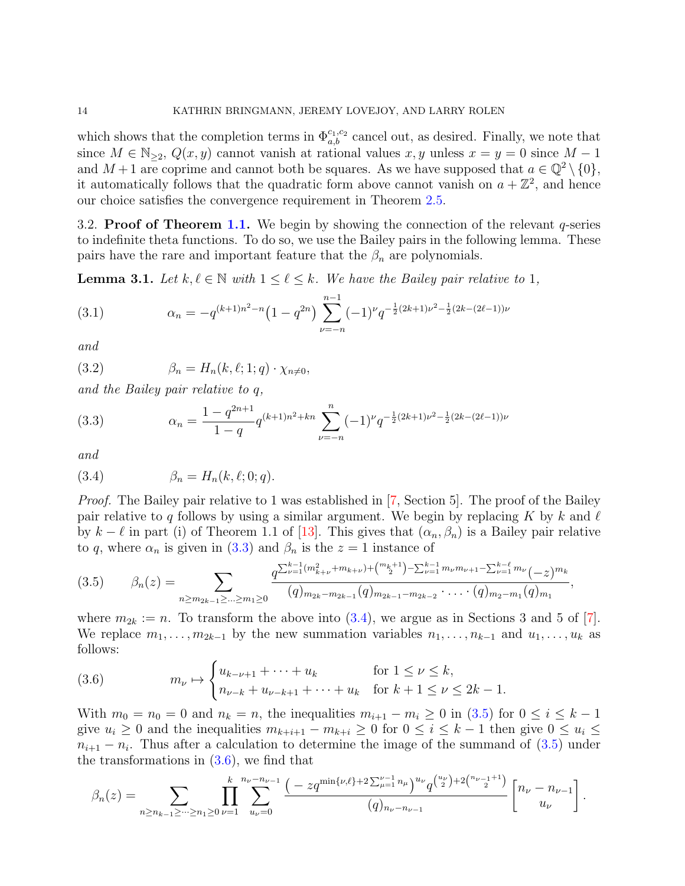which shows that the completion terms in $\Phi_{a,b}^{c_1,c_2}$ cancel out, as desired. Finally, we note that since $M \in \mathbb{N}_{\geq 2}$, $Q(x,y)$ cannot vanish at rational values $x, y$ unless $x = y = 0$ since $M-1$ and $M+1$ are coprime and cannot both be squares. As we have supposed that $a \in \mathbb{Q}^2 \setminus \{0\}$, it automatically follows that the quadratic form above cannot vanish on $a + \mathbb{Z}^2$, and hence our choice satisfies the convergence requirement in Theorem 2.5.

3.2. **Proof of Theorem 1.1.** We begin by showing the connection of the relevant $q$-series to indefinite theta functions. To do so, we use the Bailey pairs in the following lemma. These pairs have the rare and important feature that the $\beta_n$ are polynomials.

**Lemma 3.1.** *Let $k, \ell \in \mathbb{N}$ with $1 \leq \ell \leq k$. We have the Bailey pair relative to 1,*

$$\alpha_n = -q^{(k+1)n^2-n}\big(1-q^{2n}\big)\sum_{\nu=-n}^{n-1}(-1)^\nu q^{-\frac{1}{2}(2k+1)\nu^2-\frac{1}{2}(2k-(2\ell-1))\nu} \tag{3.1}$$

*and*

$$\beta_n = H_n(k,\ell;1;q)\cdot\chi_{n\neq 0}, \tag{3.2}$$

*and the Bailey pair relative to $q$,*

$$\alpha_n = \frac{1-q^{2n+1}}{1-q}q^{(k+1)n^2+kn}\sum_{\nu=-n}^{n}(-1)^\nu q^{-\frac{1}{2}(2k+1)\nu^2-\frac{1}{2}(2k-(2\ell-1))\nu} \tag{3.3}$$

*and*

$$\beta_n = H_n(k,\ell;0;q). \tag{3.4}$$

*Proof.* The Bailey pair relative to 1 was established in [7, Section 5]. The proof of the Bailey pair relative to $q$ follows by using a similar argument. We begin by replacing $K$ by $k$ and $\ell$ by $k-\ell$ in part (i) of Theorem 1.1 of [13]. This gives that $(\alpha_n, \beta_n)$ is a Bailey pair relative to $q$, where $\alpha_n$ is given in (3.3) and $\beta_n$ is the $z=1$ instance of

$$\beta_n(z) = \sum_{n\geq m_{2k-1}\geq\cdots\geq m_1\geq 0}\frac{q^{\sum_{\nu=1}^{k-1}(m_{k+\nu}^2+m_{k+\nu})+\binom{m_k+1}{2}-\sum_{\nu=1}^{k-1}m_\nu m_{\nu+1}-\sum_{\nu=1}^{k-\ell}m_\nu}(-z)^{m_k}}{(q)_{m_{2k}-m_{2k-1}}(q)_{m_{2k-1}-m_{2k-2}}\cdot\ldots\cdot(q)_{m_2-m_1}(q)_{m_1}}, \tag{3.5}$$

where $m_{2k} := n$. To transform the above into (3.4), we argue as in Sections 3 and 5 of [7]. We replace $m_1, \ldots, m_{2k-1}$ by the new summation variables $n_1, \ldots, n_{k-1}$ and $u_1, \ldots, u_k$ as follows:

$$m_\nu \mapsto \begin{cases} u_{k-\nu+1}+\cdots+u_k & \text{for } 1\leq\nu\leq k, \\ n_{\nu-k}+u_{\nu-k+1}+\cdots+u_k & \text{for } k+1\leq\nu\leq 2k-1. \end{cases} \tag{3.6}$$

With $m_0 = n_0 = 0$ and $n_k = n$, the inequalities $m_{i+1}-m_i \geq 0$ in (3.5) for $0 \leq i \leq k-1$ give $u_i \geq 0$ and the inequalities $m_{k+i+1}-m_{k+i} \geq 0$ for $0 \leq i \leq k-1$ then give $0 \leq u_i \leq n_{i+1}-n_i$. Thus after a calculation to determine the image of the summand of (3.5) under the transformations in (3.6), we find that

$$\beta_n(z) = \sum_{n\geq n_{k-1}\geq\cdots\geq n_1\geq 0}\prod_{\nu=1}^{k}\sum_{u_\nu=0}^{n_\nu-n_{\nu-1}}\frac{\big(-zq^{\min\{\nu,\ell\}+2\sum_{\mu=1}^{\nu-1}n_\mu}\big)^{u_\nu}q^{\binom{u_\nu}{2}+2\binom{n_{\nu-1}+1}{2}}}{(q)_{n_\nu-n_{\nu-1}}}\begin{bmatrix} n_\nu-n_{\nu-1} \\ u_\nu \end{bmatrix}.$$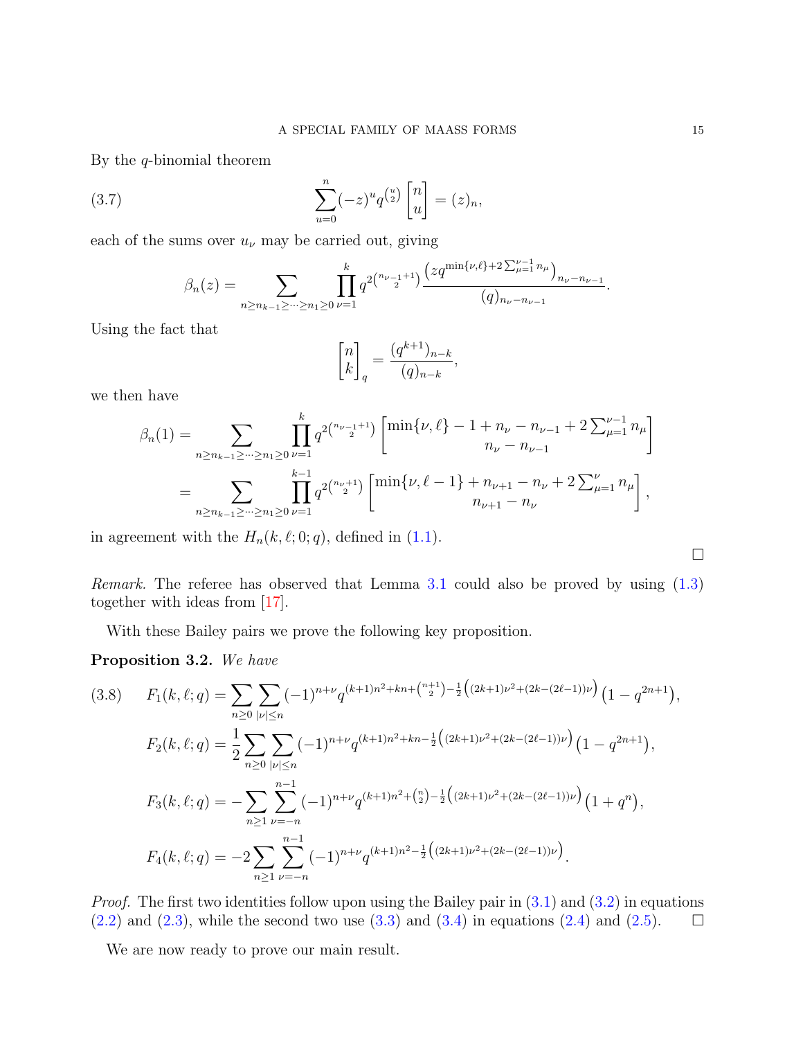By the $q$-binomial theorem

$$\sum_{u=0}^{n} (-z)^u q^{\binom{u}{2}} \begin{bmatrix} n \\ u \end{bmatrix} = (z)_n, \tag{3.7}$$

each of the sums over $u_\nu$ may be carried out, giving

$$\beta_n(z) = \sum_{n \geq n_{k-1} \geq \cdots \geq n_1 \geq 0} \prod_{\nu=1}^{k} q^{2\binom{n_{\nu-1}+1}{2}} \frac{\left(zq^{\min\{\nu,\ell\}+2\sum_{\mu=1}^{\nu-1} n_\mu}\right)_{n_\nu - n_{\nu-1}}}{(q)_{n_\nu - n_{\nu-1}}}.$$

Using the fact that

$$\begin{bmatrix} n \\ k \end{bmatrix}_q = \frac{(q^{k+1})_{n-k}}{(q)_{n-k}},$$

we then have

$$\begin{aligned}
\beta_n(1) &= \sum_{n \geq n_{k-1} \geq \cdots \geq n_1 \geq 0} \prod_{\nu=1}^{k} q^{2\binom{n_{\nu-1}+1}{2}} \begin{bmatrix} \min\{\nu,\ell\} - 1 + n_\nu - n_{\nu-1} + 2\sum_{\mu=1}^{\nu-1} n_\mu \\ n_\nu - n_{\nu-1} \end{bmatrix} \\
&= \sum_{n \geq n_{k-1} \geq \cdots \geq n_1 \geq 0} \prod_{\nu=1}^{k-1} q^{2\binom{n_\nu+1}{2}} \begin{bmatrix} \min\{\nu,\ell-1\} + n_{\nu+1} - n_\nu + 2\sum_{\mu=1}^{\nu} n_\mu \\ n_{\nu+1} - n_\nu \end{bmatrix},
\end{aligned}$$

in agreement with the $H_n(k,\ell;0;q)$, defined in (1.1).

□

*Remark.* The referee has observed that Lemma 3.1 could also be proved by using (1.3) together with ideas from [17].

With these Bailey pairs we prove the following key proposition.

**Proposition 3.2.** *We have*

$$\begin{aligned}
F_1(k,\ell;q) &= \sum_{n\geq 0} \sum_{|\nu|\leq n} (-1)^{n+\nu} q^{(k+1)n^2+kn+\binom{n+1}{2}-\frac{1}{2}\left((2k+1)\nu^2+(2k-(2\ell-1))\nu\right)} \left(1-q^{2n+1}\right), \\
F_2(k,\ell;q) &= \frac{1}{2} \sum_{n\geq 0} \sum_{|\nu|\leq n} (-1)^{n+\nu} q^{(k+1)n^2+kn-\frac{1}{2}\left((2k+1)\nu^2+(2k-(2\ell-1))\nu\right)} \left(1-q^{2n+1}\right), \\
F_3(k,\ell;q) &= -\sum_{n\geq 1} \sum_{\nu=-n}^{n-1} (-1)^{n+\nu} q^{(k+1)n^2+\binom{n}{2}-\frac{1}{2}\left((2k+1)\nu^2+(2k-(2\ell-1))\nu\right)} \left(1+q^n\right), \\
F_4(k,\ell;q) &= -2\sum_{n\geq 1} \sum_{\nu=-n}^{n-1} (-1)^{n+\nu} q^{(k+1)n^2-\frac{1}{2}\left((2k+1)\nu^2+(2k-(2\ell-1))\nu\right)}.
\end{aligned} \tag{3.8}$$

*Proof.* The first two identities follow upon using the Bailey pair in (3.1) and (3.2) in equations (2.2) and (2.3), while the second two use (3.3) and (3.4) in equations (2.4) and (2.5). □

We are now ready to prove our main result.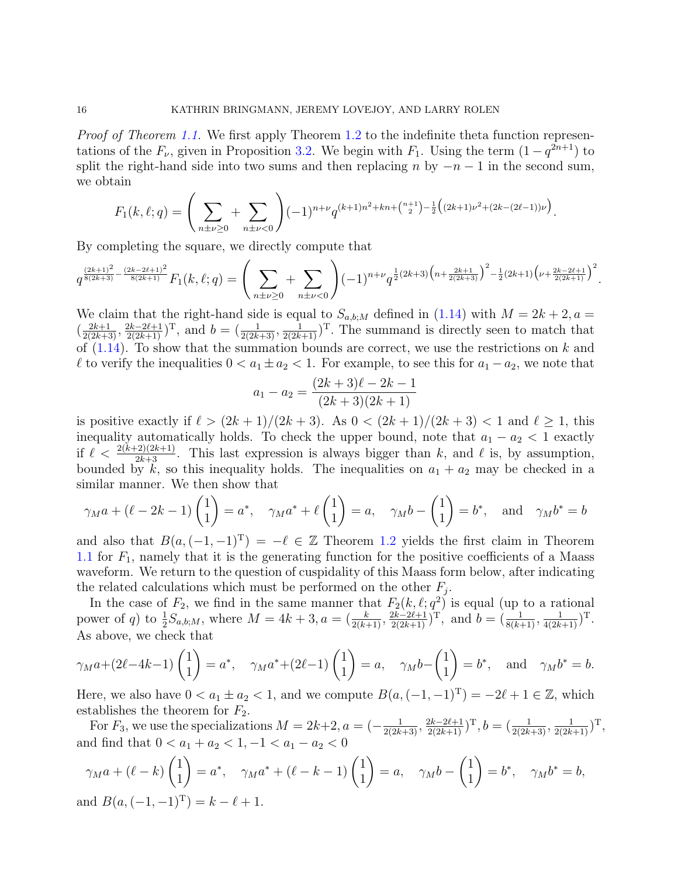*Proof of Theorem 1.1.* We first apply Theorem 1.2 to the indefinite theta function representations of the $F_\nu$, given in Proposition 3.2. We begin with $F_1$. Using the term $(1-q^{2n+1})$ to split the right-hand side into two sums and then replacing $n$ by $-n-1$ in the second sum, we obtain

$$F_1(k,\ell;q) = \left(\sum_{n\pm\nu\geq 0} + \sum_{n\pm\nu<0}\right)(-1)^{n+\nu} q^{(k+1)n^2+kn+\binom{n+1}{2}-\frac{1}{2}\left((2k+1)\nu^2+(2k-(2\ell-1))\nu\right)}.$$

By completing the square, we directly compute that

$$q^{\frac{(2k+1)^2}{8(2k+3)}-\frac{(2k-2\ell+1)^2}{8(2k+1)}}F_1(k,\ell;q) = \left(\sum_{n\pm\nu\geq 0} + \sum_{n\pm\nu<0}\right)(-1)^{n+\nu} q^{\frac{1}{2}(2k+3)\left(n+\frac{2k+1}{2(2k+3)}\right)^2-\frac{1}{2}(2k+1)\left(\nu+\frac{2k-2\ell+1}{2(2k+1)}\right)^2}.$$

We claim that the right-hand side is equal to $S_{a,b;M}$ defined in (1.14) with $M=2k+2, a = \left(\frac{2k+1}{2(2k+3)}, \frac{2k-2\ell+1}{2(2k+1)}\right)^{\mathrm{T}}$, and $b=\left(\frac{1}{2(2k+3)}, \frac{1}{2(2k+1)}\right)^{\mathrm{T}}$. The summand is directly seen to match that of (1.14). To show that the summation bounds are correct, we use the restrictions on $k$ and $\ell$ to verify the inequalities $0<a_1\pm a_2<1$. For example, to see this for $a_1-a_2$, we note that

$$a_1-a_2 = \frac{(2k+3)\ell-2k-1}{(2k+3)(2k+1)}$$

is positive exactly if $\ell > (2k+1)/(2k+3)$. As $0<(2k+1)/(2k+3)<1$ and $\ell\geq 1$, this inequality automatically holds. To check the upper bound, note that $a_1-a_2<1$ exactly if $\ell < \frac{2(k+2)(2k+1)}{2k+3}$. This last expression is always bigger than $k$, and $\ell$ is, by assumption, bounded by $k$, so this inequality holds. The inequalities on $a_1+a_2$ may be checked in a similar manner. We then show that

$$\gamma_M a + (\ell-2k-1)\begin{pmatrix}1\\1\end{pmatrix} = a^*, \quad \gamma_M a^* + \ell\begin{pmatrix}1\\1\end{pmatrix} = a, \quad \gamma_M b - \begin{pmatrix}1\\1\end{pmatrix} = b^*, \quad \text{and} \quad \gamma_M b^* = b$$

and also that $B(a,(-1,-1)^{\mathrm{T}}) = -\ell\in\mathbb{Z}$ Theorem 1.2 yields the first claim in Theorem 1.1 for $F_1$, namely that it is the generating function for the positive coefficients of a Maass waveform. We return to the question of cuspidality of this Maass form below, after indicating the related calculations which must be performed on the other $F_j$.

In the case of $F_2$, we find in the same manner that $F_2(k,\ell;q^2)$ is equal (up to a rational power of $q$) to $\frac{1}{2}S_{a,b;M}$, where $M=4k+3, a=\left(\frac{k}{2(k+1)}, \frac{2k-2\ell+1}{2(2k+1)}\right)^{\mathrm{T}}$, and $b=\left(\frac{1}{8(k+1)}, \frac{1}{4(2k+1)}\right)^{\mathrm{T}}$. As above, we check that

$$\gamma_M a + (2\ell-4k-1)\begin{pmatrix}1\\1\end{pmatrix} = a^*, \quad \gamma_M a^* + (2\ell-1)\begin{pmatrix}1\\1\end{pmatrix} = a, \quad \gamma_M b - \begin{pmatrix}1\\1\end{pmatrix} = b^*, \quad \text{and} \quad \gamma_M b^* = b.$$

Here, we also have $0<a_1\pm a_2<1$, and we compute $B(a,(-1,-1)^{\mathrm{T}}) = -2\ell+1\in\mathbb{Z}$, which establishes the theorem for $F_2$.

For $F_3$, we use the specializations $M=2k+2, a=\left(-\frac{1}{2(2k+3)}, \frac{2k-2\ell+1}{2(2k+1)}\right)^{\mathrm{T}}, b=\left(\frac{1}{2(2k+3)}, \frac{1}{2(2k+1)}\right)^{\mathrm{T}}$, and find that $0<a_1+a_2<1, -1<a_1-a_2<0$

$$\gamma_M a + (\ell-k)\begin{pmatrix}1\\1\end{pmatrix} = a^*, \quad \gamma_M a^* + (\ell-k-1)\begin{pmatrix}1\\1\end{pmatrix} = a, \quad \gamma_M b - \begin{pmatrix}1\\1\end{pmatrix} = b^*, \quad \gamma_M b^* = b,$$

and $B(a,(-1,-1)^{\mathrm{T}}) = k-\ell+1$.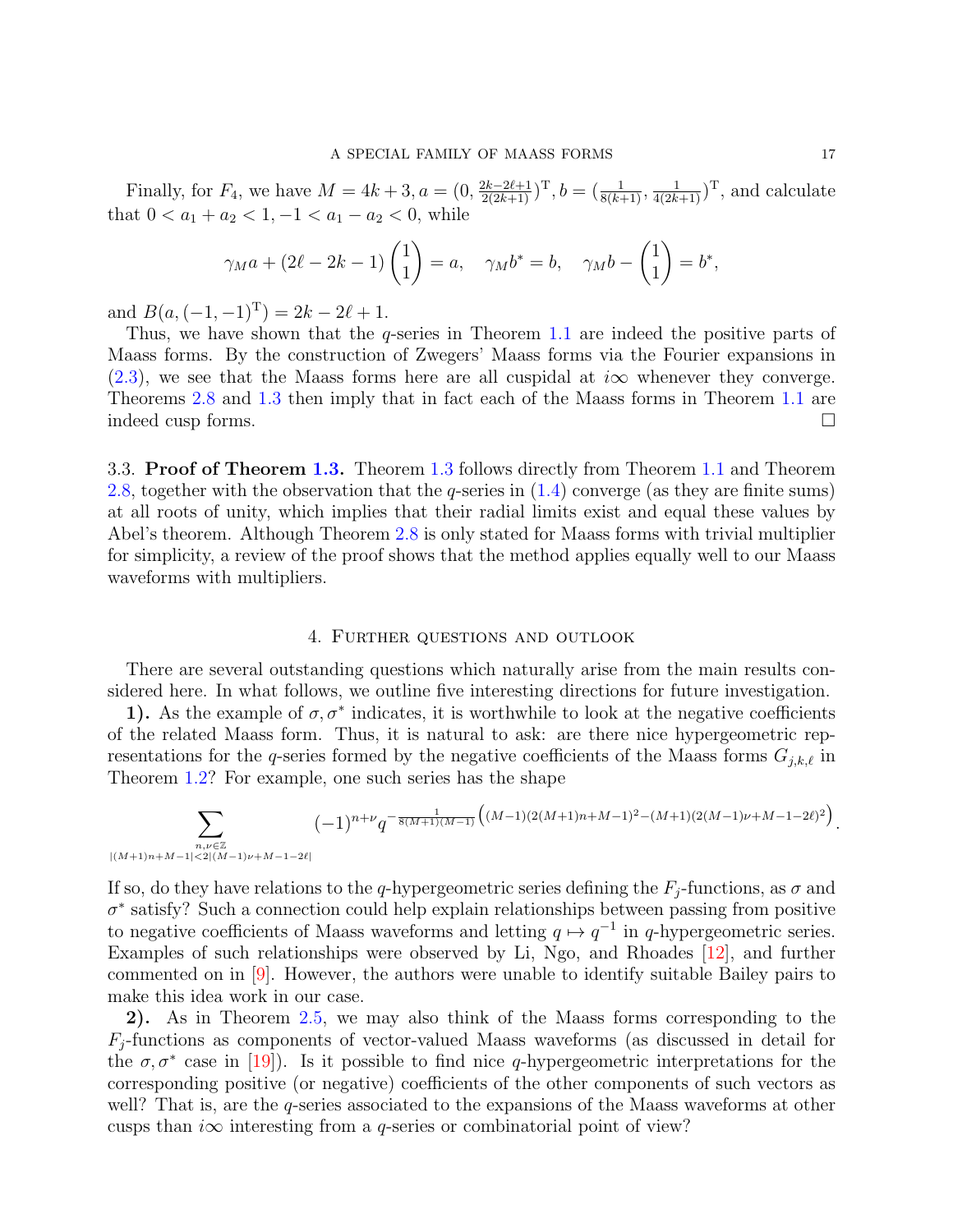Finally, for $F_4$, we have $M = 4k+3, a = (0, \frac{2k-2\ell+1}{2(2k+1)})^{\mathrm{T}}, b = (\frac{1}{8(k+1)}, \frac{1}{4(2k+1)})^{\mathrm{T}}$, and calculate that $0 < a_1 + a_2 < 1, -1 < a_1 - a_2 < 0$, while

$$\gamma_M a + (2\ell - 2k - 1)\begin{pmatrix}1\\1\end{pmatrix} = a, \quad \gamma_M b^* = b, \quad \gamma_M b - \begin{pmatrix}1\\1\end{pmatrix} = b^*,$$

and $B(a, (-1,-1)^{\mathrm{T}}) = 2k - 2\ell + 1$.

Thus, we have shown that the $q$-series in Theorem 1.1 are indeed the positive parts of Maass forms. By the construction of Zwegers' Maass forms via the Fourier expansions in (2.3), we see that the Maass forms here are all cuspidal at $i\infty$ whenever they converge. Theorems 2.8 and 1.3 then imply that in fact each of the Maass forms in Theorem 1.1 are indeed cusp forms. $\square$

3.3. **Proof of Theorem 1.3.** Theorem 1.3 follows directly from Theorem 1.1 and Theorem 2.8, together with the observation that the $q$-series in (1.4) converge (as they are finite sums) at all roots of unity, which implies that their radial limits exist and equal these values by Abel's theorem. Although Theorem 2.8 is only stated for Maass forms with trivial multiplier for simplicity, a review of the proof shows that the method applies equally well to our Maass waveforms with multipliers.

## 4. Further questions and outlook

There are several outstanding questions which naturally arise from the main results considered here. In what follows, we outline five interesting directions for future investigation.

**1).** As the example of $\sigma, \sigma^*$ indicates, it is worthwhile to look at the negative coefficients of the related Maass form. Thus, it is natural to ask: are there nice hypergeometric representations for the $q$-series formed by the negative coefficients of the Maass forms $G_{j,k,\ell}$ in Theorem 1.2? For example, one such series has the shape

$$\sum_{\substack{n,\nu\in\mathbb{Z} \\ |(M+1)n+M-1|<2|(M-1)\nu+M-1-2\ell|}} (-1)^{n+\nu} q^{-\frac{1}{8(M+1)(M-1)}\left((M-1)(2(M+1)n+M-1)^2-(M+1)(2(M-1)\nu+M-1-2\ell)^2\right)}.$$

If so, do they have relations to the $q$-hypergeometric series defining the $F_j$-functions, as $\sigma$ and $\sigma^*$ satisfy? Such a connection could help explain relationships between passing from positive to negative coefficients of Maass waveforms and letting $q \mapsto q^{-1}$ in $q$-hypergeometric series. Examples of such relationships were observed by Li, Ngo, and Rhoades [12], and further commented on in [9]. However, the authors were unable to identify suitable Bailey pairs to make this idea work in our case.

**2).** As in Theorem 2.5, we may also think of the Maass forms corresponding to the $F_j$-functions as components of vector-valued Maass waveforms (as discussed in detail for the $\sigma, \sigma^*$ case in [19]). Is it possible to find nice $q$-hypergeometric interpretations for the corresponding positive (or negative) coefficients of the other components of such vectors as well? That is, are the $q$-series associated to the expansions of the Maass waveforms at other cusps than $i\infty$ interesting from a $q$-series or combinatorial point of view?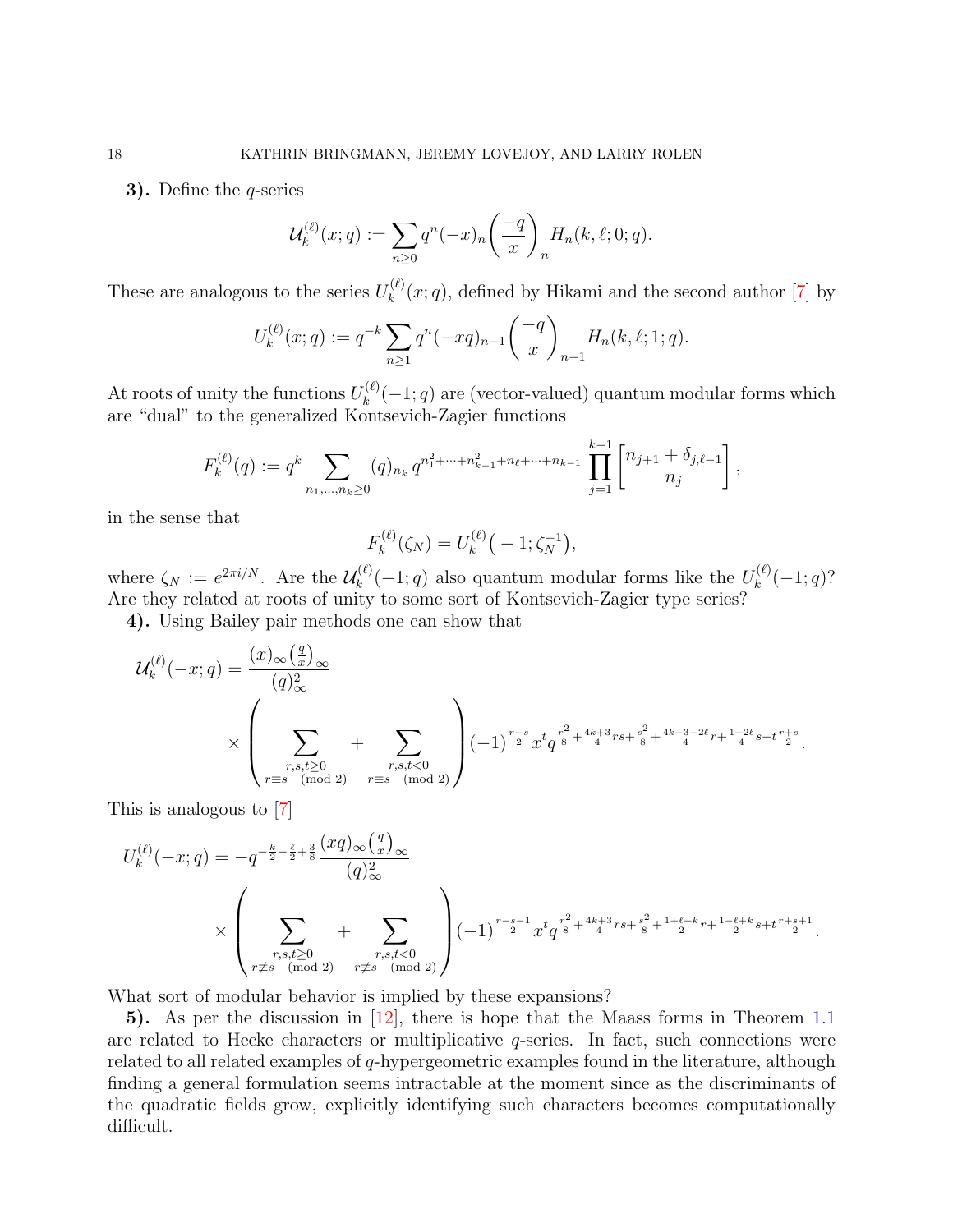**3).** Define the $q$-series

$$\mathcal{U}_k^{(\ell)}(x;q) := \sum_{n\geq 0} q^n (-x)_n \left(\frac{-q}{x}\right)_n H_n(k,\ell;0;q).$$

These are analogous to the series $U_k^{(\ell)}(x;q)$, defined by Hikami and the second author [7] by

$$U_k^{(\ell)}(x;q) := q^{-k} \sum_{n\geq 1} q^n (-xq)_{n-1} \left(\frac{-q}{x}\right)_{n-1} H_n(k,\ell;1;q).$$

At roots of unity the functions $U_k^{(\ell)}(-1;q)$ are (vector-valued) quantum modular forms which are "dual" to the generalized Kontsevich-Zagier functions

$$F_k^{(\ell)}(q) := q^k \sum_{n_1,\ldots,n_k \geq 0} (q)_{n_k} \, q^{n_1^2+\cdots+n_{k-1}^2+n_\ell+\cdots+n_{k-1}} \prod_{j=1}^{k-1} \begin{bmatrix} n_{j+1}+\delta_{j,\ell-1} \\ n_j \end{bmatrix},$$

in the sense that

$$F_k^{(\ell)}(\zeta_N) = U_k^{(\ell)}\big(-1;\zeta_N^{-1}\big),$$

where $\zeta_N := e^{2\pi i/N}$. Are the $\mathcal{U}_k^{(\ell)}(-1;q)$ also quantum modular forms like the $U_k^{(\ell)}(-1;q)$? Are they related at roots of unity to some sort of Kontsevich-Zagier type series?

**4).** Using Bailey pair methods one can show that

$$\mathcal{U}_k^{(\ell)}(-x;q) = \frac{(x)_\infty \left(\frac{q}{x}\right)_\infty}{(q)_\infty^2} \times \left( \sum_{\substack{r,s,t\geq 0 \\ r\equiv s \pmod{2}}} + \sum_{\substack{r,s,t<0 \\ r\equiv s \pmod{2}}} \right) (-1)^{\frac{r-s}{2}} x^t q^{\frac{r^2}{8}+\frac{4k+3}{4}rs+\frac{s^2}{8}+\frac{4k+3-2\ell}{4}r+\frac{1+2\ell}{4}s+t\frac{r+s}{2}}.$$

This is analogous to [7]

$$U_k^{(\ell)}(-x;q) = -q^{-\frac{k}{2}-\frac{\ell}{2}+\frac{3}{8}} \frac{(xq)_\infty \left(\frac{q}{x}\right)_\infty}{(q)_\infty^2} \times \left( \sum_{\substack{r,s,t\geq 0 \\ r\not\equiv s \pmod{2}}} + \sum_{\substack{r,s,t<0 \\ r\not\equiv s \pmod{2}}} \right) (-1)^{\frac{r-s-1}{2}} x^t q^{\frac{r^2}{8}+\frac{4k+3}{4}rs+\frac{s^2}{8}+\frac{1+\ell+k}{2}r+\frac{1-\ell+k}{2}s+t\frac{r+s+1}{2}}.$$

What sort of modular behavior is implied by these expansions?

**5).** As per the discussion in [12], there is hope that the Maass forms in Theorem 1.1 are related to Hecke characters or multiplicative $q$-series. In fact, such connections were related to all related examples of $q$-hypergeometric examples found in the literature, although finding a general formulation seems intractable at the moment since as the discriminants of the quadratic fields grow, explicitly identifying such characters becomes computationally difficult.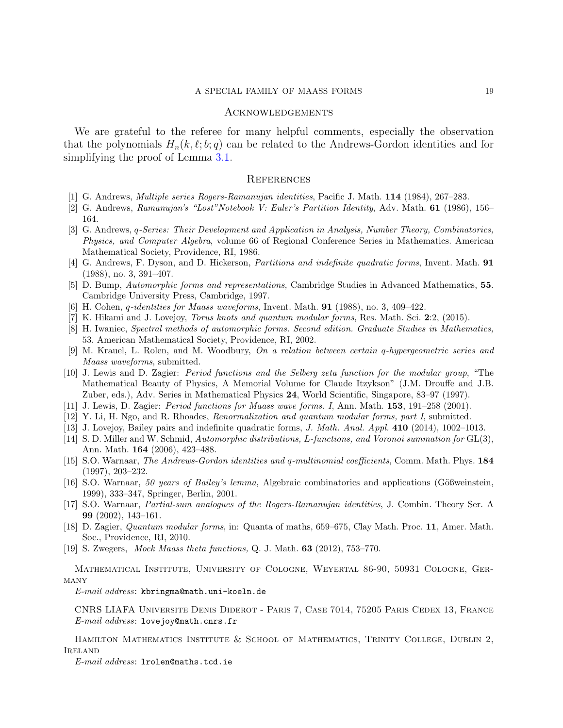## Acknowledgements

We are grateful to the referee for many helpful comments, especially the observation that the polynomials $H_n(k, \ell; b; q)$ can be related to the Andrews-Gordon identities and for simplifying the proof of Lemma 3.1.

## References

[1] G. Andrews, *Multiple series Rogers-Ramanujan identities*, Pacific J. Math. **114** (1984), 267–283.

[2] G. Andrews, *Ramanujan's "Lost"Notebook V: Euler's Partition Identity*, Adv. Math. **61** (1986), 156–164.

[3] G. Andrews, *q-Series: Their Development and Application in Analysis, Number Theory, Combinatorics, Physics, and Computer Algebra*, volume 66 of Regional Conference Series in Mathematics. American Mathematical Society, Providence, RI, 1986.

[4] G. Andrews, F. Dyson, and D. Hickerson, *Partitions and indefinite quadratic forms*, Invent. Math. **91** (1988), no. 3, 391–407.

[5] D. Bump, *Automorphic forms and representations,* Cambridge Studies in Advanced Mathematics, **55**. Cambridge University Press, Cambridge, 1997.

[6] H. Cohen, *q-identities for Maass waveforms*, Invent. Math. **91** (1988), no. 3, 409–422.

[7] K. Hikami and J. Lovejoy, *Torus knots and quantum modular forms*, Res. Math. Sci. **2**:2, (2015).

[8] H. Iwaniec, *Spectral methods of automorphic forms. Second edition. Graduate Studies in Mathematics,* 53. American Mathematical Society, Providence, RI, 2002.

[9] M. Krauel, L. Rolen, and M. Woodbury, *On a relation between certain q-hypergeometric series and Maass waveforms*, submitted.

[10] J. Lewis and D. Zagier: *Period functions and the Selberg zeta function for the modular group*, "The Mathematical Beauty of Physics, A Memorial Volume for Claude Itzykson" (J.M. Drouffe and J.B. Zuber, eds.), Adv. Series in Mathematical Physics **24**, World Scientific, Singapore, 83–97 (1997).

[11] J. Lewis, D. Zagier: *Period functions for Maass wave forms. I*, Ann. Math. **153**, 191–258 (2001).

[12] Y. Li, H. Ngo, and R. Rhoades, *Renormalization and quantum modular forms, part I*, submitted.

[13] J. Lovejoy, Bailey pairs and indefinite quadratic forms, *J. Math. Anal. Appl.* **410** (2014), 1002–1013.

[14] S. D. Miller and W. Schmid, *Automorphic distributions, L-functions, and Voronoi summation for* GL(3), Ann. Math. **164** (2006), 423–488.

[15] S.O. Warnaar, *The Andrews-Gordon identities and q-multinomial coefficients*, Comm. Math. Phys. **184** (1997), 203–232.

[16] S.O. Warnaar, *50 years of Bailey's lemma*, Algebraic combinatorics and applications (Gößweinstein, 1999), 333–347, Springer, Berlin, 2001.

[17] S.O. Warnaar, *Partial-sum analogues of the Rogers-Ramanujan identities*, J. Combin. Theory Ser. A **99** (2002), 143–161.

[18] D. Zagier, *Quantum modular forms*, in: Quanta of maths, 659–675, Clay Math. Proc. **11**, Amer. Math. Soc., Providence, RI, 2010.

[19] S. Zwegers, *Mock Maass theta functions,* Q. J. Math. **63** (2012), 753–770.

Mathematical Institute, University of Cologne, Weyertal 86-90, 50931 Cologne, Germany

*E-mail address*: kbringma@math.uni-koeln.de

CNRS LIAFA Universite Denis Diderot - Paris 7, Case 7014, 75205 Paris Cedex 13, France
*E-mail address*: lovejoy@math.cnrs.fr

Hamilton Mathematics Institute & School of Mathematics, Trinity College, Dublin 2, Ireland

*E-mail address*: lrolen@maths.tcd.ie